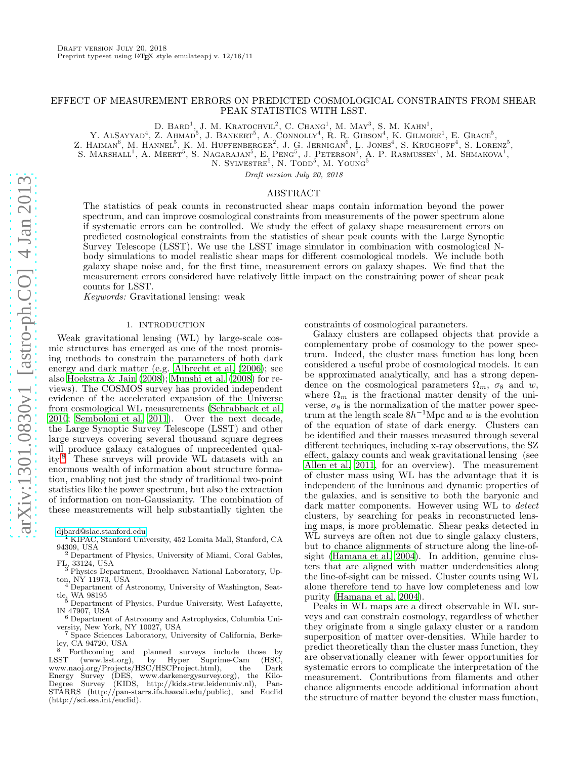Draft version July 20, 2018

Preprint typeset using LaTeX style emulateapj v. 12/16/11

# EFFECT OF MEASUREMENT ERRORS ON PREDICTED COSMOLOGICAL CONSTRAINTS FROM SHEAR PEAK STATISTICS WITH LSST.

D. Bard[1], J. M. Kratochvil[2], C. Chang[1], M. May[3], S. M. Kahn[1],
Y. AlSayyad[4], Z. Ahmad[5], J. Bankert[5], A. Connolly[4], R. R. Gibson[4], K. Gilmore[1], E. Grace[5],
Z. Haiman[6], M. Hannel[5], K. M. Huffenberger[2], J. G. Jernigan[6], L. Jones[4], S. Krughoff[4], S. Lorenz[5],
S. Marshall[1], A. Meert[5], S. Nagarajan[5], E. Peng[5], J. Peterson[5], A. P. Rasmussen[1], M. Shmakova[1],
N. Sylvestre[5], N. Todd[5], M. Young[5]

*Draft version July 20, 2018*

## ABSTRACT

The statistics of peak counts in reconstructed shear maps contain information beyond the power spectrum, and can improve cosmological constraints from measurements of the power spectrum alone if systematic errors can be controlled. We study the effect of galaxy shape measurement errors on predicted cosmological constraints from the statistics of shear peak counts with the Large Synoptic Survey Telescope (LSST). We use the LSST image simulator in combination with cosmological N-body simulations to model realistic shear maps for different cosmological models. We include both galaxy shape noise and, for the first time, measurement errors on galaxy shapes. We find that the measurement errors considered have relatively little impact on the constraining power of shear peak counts for LSST.

*Keywords:* Gravitational lensing: weak

## 1. INTRODUCTION

Weak gravitational lensing (WL) by large-scale cosmic structures has emerged as one of the most promising methods to constrain the parameters of both dark energy and dark matter (e.g. Albrecht et al. (2006); see also Hoekstra & Jain (2008); Munshi et al. (2008) for reviews). The COSMOS survey has provided independent evidence of the accelerated expansion of the Universe from cosmological WL measurements (Schrabback et al. 2010; Semboloni et al. 2011). Over the next decade, the Large Synoptic Survey Telescope (LSST) and other large surveys covering several thousand square degrees will produce galaxy catalogues of unprecedented quality.[8] These surveys will provide WL datasets with an enormous wealth of information about structure formation, enabling not just the study of traditional two-point statistics like the power spectrum, but also the extraction of information on non-Gaussianity. The combination of these measurements will help substantially tighten the constraints of cosmological parameters.

Galaxy clusters are collapsed objects that provide a complementary probe of cosmology to the power spectrum. Indeed, the cluster mass function has long been considered a useful probe of cosmological models. It can be approximated analytically, and has a strong dependence on the cosmological parameters $\Omega_m$, $\sigma_8$ and $w$, where $\Omega_m$ is the fractional matter density of the universe, $\sigma_8$ is the normalization of the matter power spectrum at the length scale $8h^{-1}$Mpc and $w$ is the evolution of the equation of state of dark energy. Clusters can be identified and their masses measured through several different techniques, including x-ray observations, the SZ effect, galaxy counts and weak gravitational lensing (see Allen et al. 2011, for an overview). The measurement of cluster mass using WL has the advantage that it is independent of the luminous and dynamic properties of the galaxies, and is sensitive to both the baryonic and dark matter components. However using WL to *detect* clusters, by searching for peaks in reconstructed lensing maps, is more problematic. Shear peaks detected in WL surveys are often not due to single galaxy clusters, but to chance alignments of structure along the line-of-sight (Hamana et al. 2004). In addition, genuine clusters that are aligned with matter underdensities along the line-of-sight can be missed. Cluster counts using WL alone therefore tend to have low completeness and low purity (Hamana et al. 2004).

Peaks in WL maps are a direct observable in WL surveys and can constrain cosmology, regardless of whether they originate from a single galaxy cluster or a random superposition of matter over-densities. While harder to predict theoretically than the cluster mass function, they are observationally cleaner with fewer opportunities for systematic errors to complicate the interpretation of the measurement. Contributions from filaments and other chance alignments encode additional information about the structure of matter beyond the cluster mass function,

---

djbard@slac.stanford.edu

[1] KIPAC, Stanford University, 452 Lomita Mall, Stanford, CA 94309, USA

[2] Department of Physics, University of Miami, Coral Gables, FL, 33124, USA

[3] Physics Department, Brookhaven National Laboratory, Upton, NY 11973, USA

[4] Department of Astronomy, University of Washington, Seattle, WA 98195

[5] Department of Physics, Purdue University, West Lafayette, IN 47907, USA

[6] Department of Astronomy and Astrophysics, Columbia University, New York, NY 10027, USA

[7] Space Sciences Laboratory, University of California, Berkeley, CA 94720, USA

[8] Forthcoming and planned surveys include those by LSST (www.lsst.org), by Hyper Suprime-Cam (HSC, www.naoj.org/Projects/HSC/HSCProject.html), the Dark Energy Survey (DES, www.darkenergysurvey.org), the Kilo-Degree Survey (KIDS, http://kids.strw.leidenuniv.nl), Pan-STARRS (http://pan-starrs.ifa.hawaii.edu/public), and Euclid (http://sci.esa.int/euclid).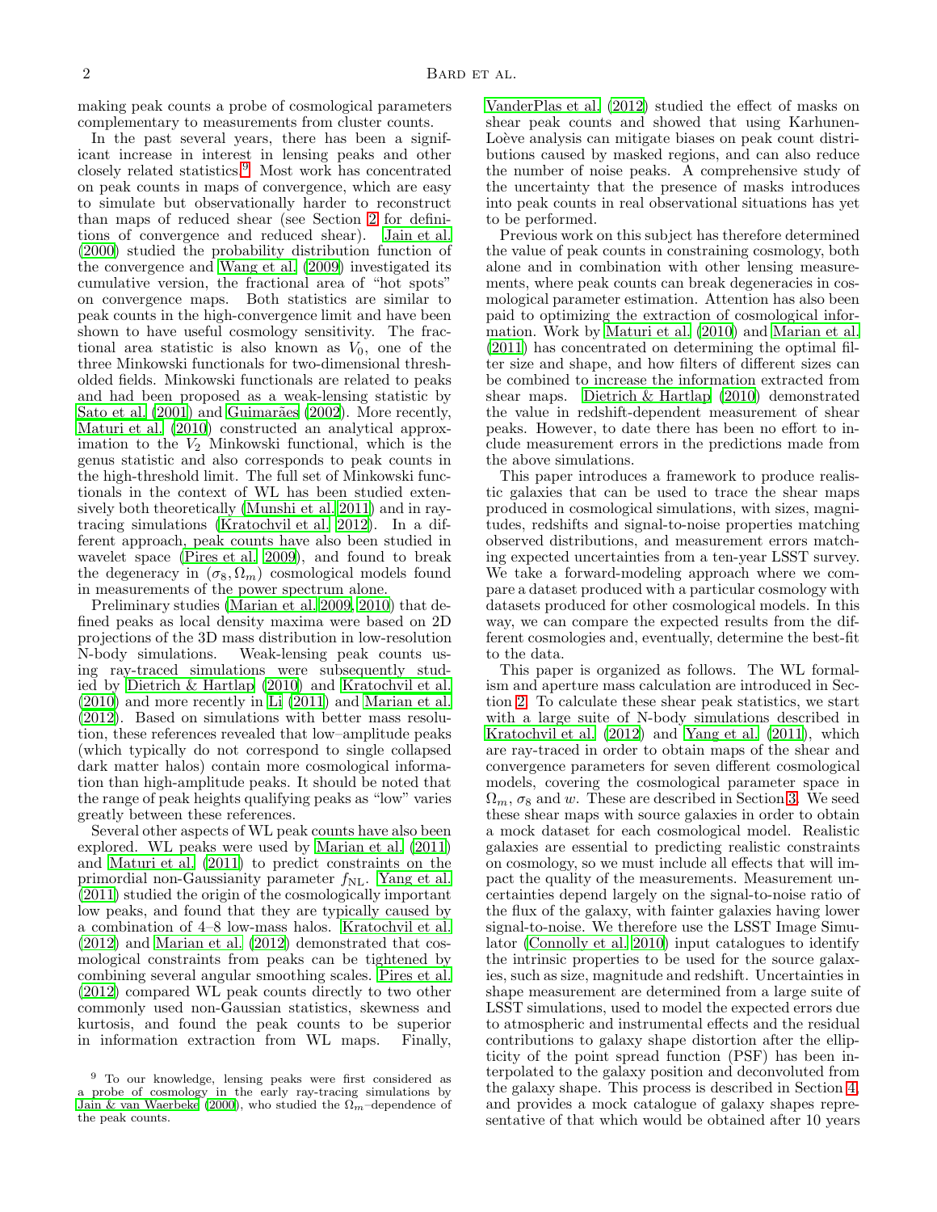making peak counts a probe of cosmological parameters complementary to measurements from cluster counts.

In the past several years, there has been a significant increase in interest in lensing peaks and other closely related statistics.[9] Most work has concentrated on peak counts in maps of convergence, which are easy to simulate but observationally harder to reconstruct than maps of reduced shear (see Section 2 for definitions of convergence and reduced shear). Jain et al. (2000) studied the probability distribution function of the convergence and Wang et al. (2009) investigated its cumulative version, the fractional area of "hot spots" on convergence maps. Both statistics are similar to peak counts in the high-convergence limit and have been shown to have useful cosmology sensitivity. The fractional area statistic is also known as $V_0$, one of the three Minkowski functionals for two-dimensional thresholded fields. Minkowski functionals are related to peaks and had been proposed as a weak-lensing statistic by Sato et al. (2001) and Guimarães (2002). More recently, Maturi et al. (2010) constructed an analytical approximation to the $V_2$ Minkowski functional, which is the genus statistic and also corresponds to peak counts in the high-threshold limit. The full set of Minkowski functionals in the context of WL has been studied extensively both theoretically (Munshi et al. 2011) and in ray-tracing simulations (Kratochvil et al. 2012). In a different approach, peak counts have also been studied in wavelet space (Pires et al. 2009), and found to break the degeneracy in $(\sigma_8, \Omega_m)$ cosmological models found in measurements of the power spectrum alone.

Preliminary studies (Marian et al. 2009, 2010) that defined peaks as local density maxima were based on 2D projections of the 3D mass distribution in low-resolution N-body simulations. Weak-lensing peak counts using ray-traced simulations were subsequently studied by Dietrich & Hartlap (2010) and Kratochvil et al. (2010) and more recently in Li (2011) and Marian et al. (2012). Based on simulations with better mass resolution, these references revealed that low–amplitude peaks (which typically do not correspond to single collapsed dark matter halos) contain more cosmological information than high-amplitude peaks. It should be noted that the range of peak heights qualifying peaks as "low" varies greatly between these references.

Several other aspects of WL peak counts have also been explored. WL peaks were used by Marian et al. (2011) and Maturi et al. (2011) to predict constraints on the primordial non-Gaussianity parameter $f_{\rm NL}$. Yang et al. (2011) studied the origin of the cosmologically important low peaks, and found that they are typically caused by a combination of 4–8 low-mass halos. Kratochvil et al. (2012) and Marian et al. (2012) demonstrated that cosmological constraints from peaks can be tightened by combining several angular smoothing scales. Pires et al. (2012) compared WL peak counts directly to two other commonly used non-Gaussian statistics, skewness and kurtosis, and found the peak counts to be superior in information extraction from WL maps. Finally, VanderPlas et al. (2012) studied the effect of masks on shear peak counts and showed that using Karhunen-Loève analysis can mitigate biases on peak count distributions caused by masked regions, and can also reduce the number of noise peaks. A comprehensive study of the uncertainty that the presence of masks introduces into peak counts in real observational situations has yet to be performed.

Previous work on this subject has therefore determined the value of peak counts in constraining cosmology, both alone and in combination with other lensing measurements, where peak counts can break degeneracies in cosmological parameter estimation. Attention has also been paid to optimizing the extraction of cosmological information. Work by Maturi et al. (2010) and Marian et al. (2011) has concentrated on determining the optimal filter size and shape, and how filters of different sizes can be combined to increase the information extracted from shear maps. Dietrich & Hartlap (2010) demonstrated the value in redshift-dependent measurement of shear peaks. However, to date there has been no effort to include measurement errors in the predictions made from the above simulations.

This paper introduces a framework to produce realistic galaxies that can be used to trace the shear maps produced in cosmological simulations, with sizes, magnitudes, redshifts and signal-to-noise properties matching observed distributions, and measurement errors matching expected uncertainties from a ten-year LSST survey. We take a forward-modeling approach where we compare a dataset produced with a particular cosmology with datasets produced for other cosmological models. In this way, we can compare the expected results from the different cosmologies and, eventually, determine the best-fit to the data.

This paper is organized as follows. The WL formalism and aperture mass calculation are introduced in Section 2. To calculate these shear peak statistics, we start with a large suite of N-body simulations described in Kratochvil et al. (2012) and Yang et al. (2011), which are ray-traced in order to obtain maps of the shear and convergence parameters for seven different cosmological models, covering the cosmological parameter space in $\Omega_m$, $\sigma_8$ and $w$. These are described in Section 3. We seed these shear maps with source galaxies in order to obtain a mock dataset for each cosmological model. Realistic galaxies are essential to predicting realistic constraints on cosmology, so we must include all effects that will impact the quality of the measurements. Measurement uncertainties depend largely on the signal-to-noise ratio of the flux of the galaxy, with fainter galaxies having lower signal-to-noise. We therefore use the LSST Image Simulator (Connolly et al. 2010) input catalogues to identify the intrinsic properties to be used for the source galaxies, such as size, magnitude and redshift. Uncertainties in shape measurement are determined from a large suite of LSST simulations, used to model the expected errors due to atmospheric and instrumental effects and the residual contributions to galaxy shape distortion after the ellipticity of the point spread function (PSF) has been interpolated to the galaxy position and deconvoluted from the galaxy shape. This process is described in Section 4, and provides a mock catalogue of galaxy shapes representative of that which would be obtained after 10 years

[9] To our knowledge, lensing peaks were first considered as a probe of cosmology in the early ray-tracing simulations by Jain & van Waerbeke (2000), who studied the $\Omega_m$–dependence of the peak counts.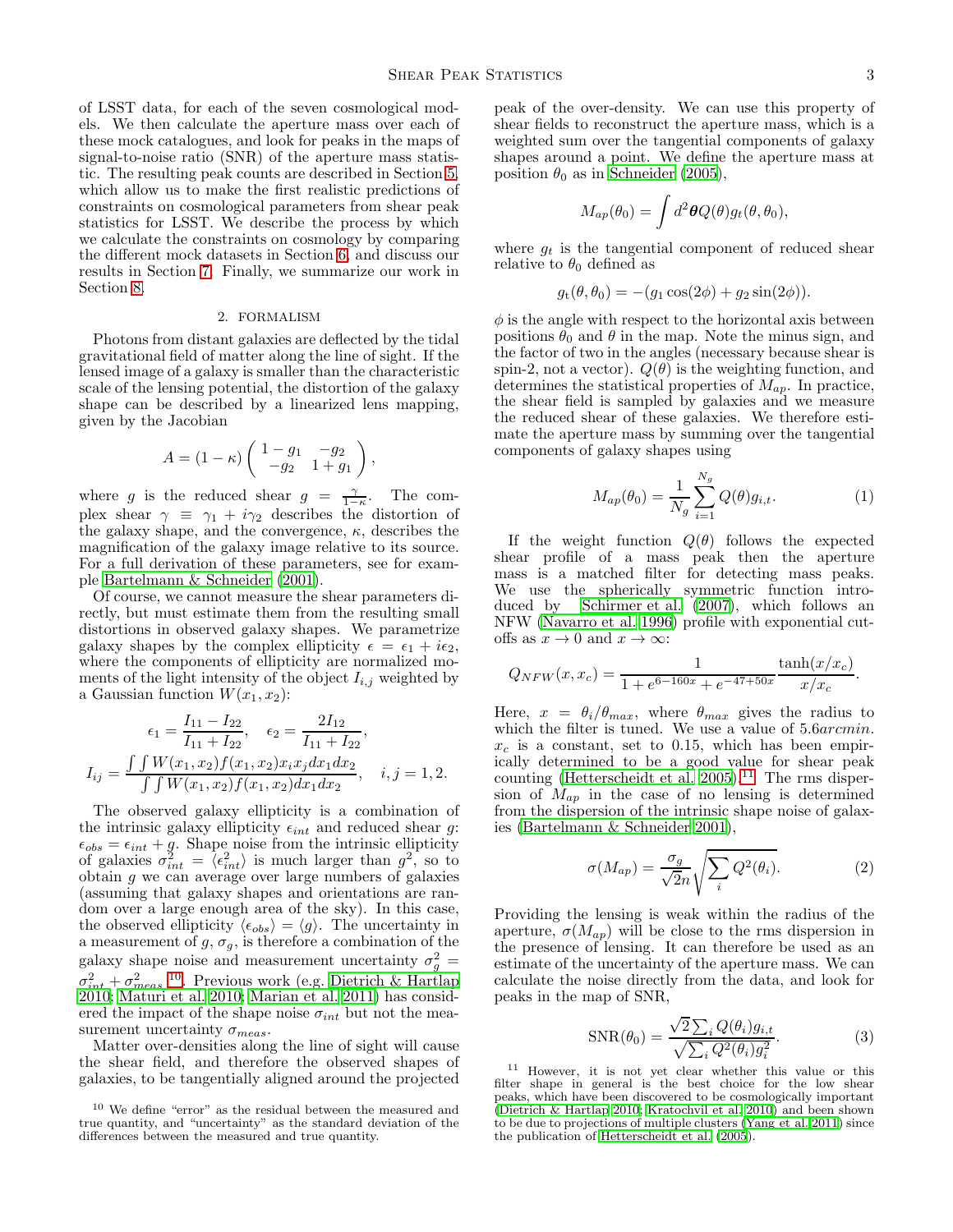of LSST data, for each of the seven cosmological models. We then calculate the aperture mass over each of these mock catalogues, and look for peaks in the maps of signal-to-noise ratio (SNR) of the aperture mass statistic. The resulting peak counts are described in Section 5, which allow us to make the first realistic predictions of constraints on cosmological parameters from shear peak statistics for LSST. We describe the process by which we calculate the constraints on cosmology by comparing the different mock datasets in Section 6, and discuss our results in Section 7. Finally, we summarize our work in Section 8.

## 2. FORMALISM

Photons from distant galaxies are deflected by the tidal gravitational field of matter along the line of sight. If the lensed image of a galaxy is smaller than the characteristic scale of the lensing potential, the distortion of the galaxy shape can be described by a linearized lens mapping, given by the Jacobian

$$A = (1-\kappa)\left(\begin{array}{cc} 1-g_1 & -g_2 \\ -g_2 & 1+g_1 \end{array}\right),$$

where $g$ is the reduced shear $g = \frac{\gamma}{1-\kappa}$. The complex shear $\gamma \equiv \gamma_1 + i\gamma_2$ describes the distortion of the galaxy shape, and the convergence, $\kappa$, describes the magnification of the galaxy image relative to its source. For a full derivation of these parameters, see for example Bartelmann & Schneider (2001).

Of course, we cannot measure the shear parameters directly, but must estimate them from the resulting small distortions in observed galaxy shapes. We parametrize galaxy shapes by the complex ellipticity $\epsilon = \epsilon_1 + i\epsilon_2$, where the components of ellipticity are normalized moments of the light intensity of the object $I_{i,j}$ weighted by a Gaussian function $W(x_1, x_2)$:

$$\epsilon_1 = \frac{I_{11} - I_{22}}{I_{11} + I_{22}}, \quad \epsilon_2 = \frac{2I_{12}}{I_{11} + I_{22}},$$

$$I_{ij} = \frac{\int\int W(x_1,x_2) f(x_1,x_2) x_i x_j dx_1 dx_2}{\int\int W(x_1,x_2) f(x_1,x_2) dx_1 dx_2}, \quad i,j = 1,2.$$

The observed galaxy ellipticity is a combination of the intrinsic galaxy ellipticity $\epsilon_{int}$ and reduced shear $g$: $\epsilon_{obs} = \epsilon_{int} + g$. Shape noise from the intrinsic ellipticity of galaxies $\sigma^2_{int} = \langle \epsilon^2_{int} \rangle$ is much larger than $g^2$, so to obtain $g$ we can average over large numbers of galaxies (assuming that galaxy shapes and orientations are random over a large enough area of the sky). In this case, the observed ellipticity $\langle \epsilon_{obs} \rangle = \langle g \rangle$. The uncertainty in a measurement of $g$, $\sigma_g$, is therefore a combination of the galaxy shape noise and measurement uncertainty $\sigma^2_g = \sigma^2_{int} + \sigma^2_{meas}$ [10]. Previous work (e.g. Dietrich & Hartlap 2010; Maturi et al. 2010; Marian et al. 2011) has considered the impact of the shape noise $\sigma_{int}$ but not the measurement uncertainty $\sigma_{meas}$.

Matter over-densities along the line of sight will cause the shear field, and therefore the observed shapes of galaxies, to be tangentially aligned around the projected peak of the over-density. We can use this property of shear fields to reconstruct the aperture mass, which is a weighted sum over the tangential components of galaxy shapes around a point. We define the aperture mass at position $\theta_0$ as in Schneider (2005),

$$M_{ap}(\theta_0) = \int d^2\boldsymbol{\theta} Q(\theta) g_t(\theta, \theta_0),$$

where $g_t$ is the tangential component of reduced shear relative to $\theta_0$ defined as

$$g_t(\theta, \theta_0) = -(g_1 \cos(2\phi) + g_2 \sin(2\phi)).$$

$\phi$ is the angle with respect to the horizontal axis between positions $\theta_0$ and $\theta$ in the map. Note the minus sign, and the factor of two in the angles (necessary because shear is spin-2, not a vector). $Q(\theta)$ is the weighting function, and determines the statistical properties of $M_{ap}$. In practice, the shear field is sampled by galaxies and we measure the reduced shear of these galaxies. We therefore estimate the aperture mass by summing over the tangential components of galaxy shapes using

$$M_{ap}(\theta_0) = \frac{1}{N_g} \sum_{i=1}^{N_g} Q(\theta) g_{i,t}. \tag{1}$$

If the weight function $Q(\theta)$ follows the expected shear profile of a mass peak then the aperture mass is a matched filter for detecting mass peaks. We use the spherically symmetric function introduced by Schirmer et al. (2007), which follows an NFW (Navarro et al. 1996) profile with exponential cutoffs as $x \to 0$ and $x \to \infty$:

$$Q_{NFW}(x, x_c) = \frac{1}{1 + e^{6-160x} + e^{-47+50x}} \frac{\tanh(x/x_c)}{x/x_c}.$$

Here, $x = \theta_i/\theta_{max}$, where $\theta_{max}$ gives the radius to which the filter is tuned. We use a value of $5.6 arcmin$. $x_c$ is a constant, set to 0.15, which has been empirically determined to be a good value for shear peak counting (Hetterscheidt et al. 2005) [11]. The rms dispersion of $M_{ap}$ in the case of no lensing is determined from the dispersion of the intrinsic shape noise of galaxies (Bartelmann & Schneider 2001),

$$\sigma(M_{ap}) = \frac{\sigma_g}{\sqrt{2}n} \sqrt{\sum_i Q^2(\theta_i)}. \tag{2}$$

Providing the lensing is weak within the radius of the aperture, $\sigma(M_{ap})$ will be close to the rms dispersion in the presence of lensing. It can therefore be used as an estimate of the uncertainty of the aperture mass. We can calculate the noise directly from the data, and look for peaks in the map of SNR,

$$\mathrm{SNR}(\theta_0) = \frac{\sqrt{2} \sum_i Q(\theta_i) g_{i,t}}{\sqrt{\sum_i Q^2(\theta_i) g_i^2}}. \tag{3}$$

[10] We define "error" as the residual between the measured and true quantity, and "uncertainty" as the standard deviation of the differences between the measured and true quantity.

[11] However, it is not yet clear whether this value or this filter shape in general is the best choice for the low shear peaks, which have been discovered to be cosmologically important (Dietrich & Hartlap 2010; Kratochvil et al. 2010) and been shown to be due to projections of multiple clusters (Yang et al. 2011) since the publication of Hetterscheidt et al. (2005).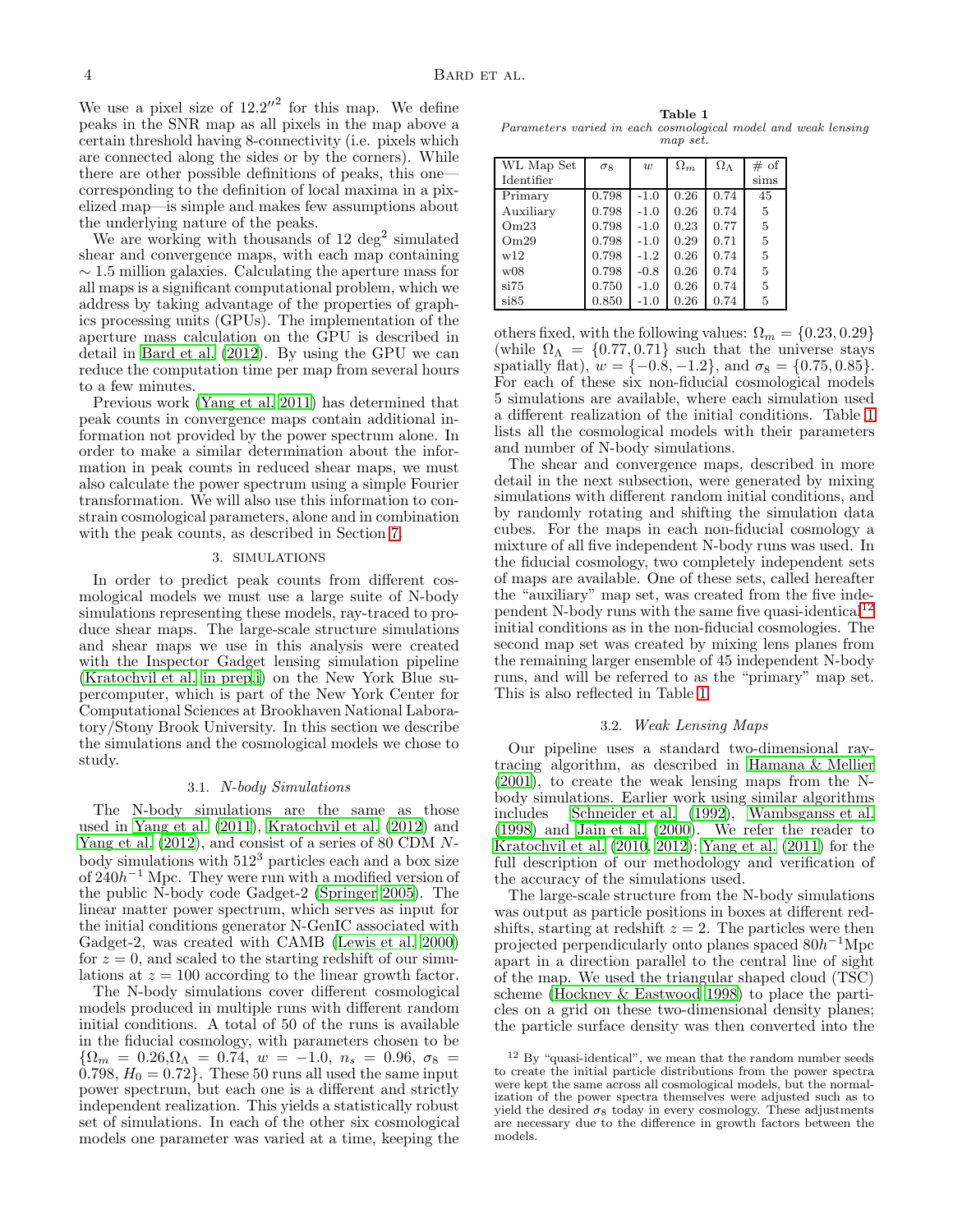We use a pixel size of $12.2''^2$ for this map. We define peaks in the SNR map as all pixels in the map above a certain threshold having 8-connectivity (i.e. pixels which are connected along the sides or by the corners). While there are other possible definitions of peaks, this one—corresponding to the definition of local maxima in a pixelized map—is simple and makes few assumptions about the underlying nature of the peaks.

We are working with thousands of 12 deg$^2$ simulated shear and convergence maps, with each map containing $\sim 1.5$ million galaxies. Calculating the aperture mass for all maps is a significant computational problem, which we address by taking advantage of the properties of graphics processing units (GPUs). The implementation of the aperture mass calculation on the GPU is described in detail in Bard et al. (2012). By using the GPU we can reduce the computation time per map from several hours to a few minutes.

Previous work (Yang et al. 2011) has determined that peak counts in convergence maps contain additional information not provided by the power spectrum alone. In order to make a similar determination about the information in peak counts in reduced shear maps, we must also calculate the power spectrum using a simple Fourier transformation. We will also use this information to constrain cosmological parameters, alone and in combination with the peak counts, as described in Section 7.

## 3. SIMULATIONS

In order to predict peak counts from different cosmological models we must use a large suite of N-body simulations representing these models, ray-traced to produce shear maps. The large-scale structure simulations and shear maps we use in this analysis were created with the Inspector Gadget lensing simulation pipeline (Kratochvil et al. in prep.) on the New York Blue supercomputer, which is part of the New York Center for Computational Sciences at Brookhaven National Laboratory/Stony Brook University. In this section we describe the simulations and the cosmological models we chose to study.

### 3.1. *N-body Simulations*

The N-body simulations are the same as those used in Yang et al. (2011), Kratochvil et al. (2012) and Yang et al. (2012), and consist of a series of 80 CDM $N$-body simulations with $512^3$ particles each and a box size of $240h^{-1}$ Mpc. They were run with a modified version of the public N-body code Gadget-2 (Springer 2005). The linear matter power spectrum, which serves as input for the initial conditions generator N-GenIC associated with Gadget-2, was created with CAMB (Lewis et al. 2000) for $z = 0$, and scaled to the starting redshift of our simulations at $z = 100$ according to the linear growth factor.

The N-body simulations cover different cosmological models produced in multiple runs with different random initial conditions. A total of 50 of the runs is available in the fiducial cosmology, with parameters chosen to be $\{\Omega_m = 0.26, \Omega_\Lambda = 0.74,\ w = -1.0,\ n_s = 0.96,\ \sigma_8 = 0.798,\ H_0 = 0.72\}$. These 50 runs all used the same input power spectrum, but each one is a different and strictly independent realization. This yields a statistically robust set of simulations. In each of the other six cosmological models one parameter was varied at a time, keeping the others fixed, with the following values: $\Omega_m = \{0.23, 0.29\}$ (while $\Omega_\Lambda = \{0.77, 0.71\}$ such that the universe stays spatially flat), $w = \{-0.8, -1.2\}$, and $\sigma_8 = \{0.75, 0.85\}$. For each of these six non-fiducial cosmological models 5 simulations are available, where each simulation used a different realization of the initial conditions. Table 1 lists all the cosmological models with their parameters and number of N-body simulations.

**Table 1**
*Parameters varied in each cosmological model and weak lensing map set.*

| WL Map Set Identifier | $\sigma_8$ | $w$ | $\Omega_m$ | $\Omega_\Lambda$ | # of sims |
|---|---|---|---|---|---|
| Primary | 0.798 | -1.0 | 0.26 | 0.74 | 45 |
| Auxiliary | 0.798 | -1.0 | 0.26 | 0.74 | 5 |
| Om23 | 0.798 | -1.0 | 0.23 | 0.77 | 5 |
| Om29 | 0.798 | -1.0 | 0.29 | 0.71 | 5 |
| w12 | 0.798 | -1.2 | 0.26 | 0.74 | 5 |
| w08 | 0.798 | -0.8 | 0.26 | 0.74 | 5 |
| si75 | 0.750 | -1.0 | 0.26 | 0.74 | 5 |
| si85 | 0.850 | -1.0 | 0.26 | 0.74 | 5 |

The shear and convergence maps, described in more detail in the next subsection, were generated by mixing simulations with different random initial conditions, and by randomly rotating and shifting the simulation data cubes. For the maps in each non-fiducial cosmology a mixture of all five independent N-body runs was used. In the fiducial cosmology, two completely independent sets of maps are available. One of these sets, called hereafter the "auxiliary" map set, was created from the five independent N-body runs with the same five quasi-identical[12] initial conditions as in the non-fiducial cosmologies. The second map set was created by mixing lens planes from the remaining larger ensemble of 45 independent N-body runs, and will be referred to as the "primary" map set. This is also reflected in Table 1.

### 3.2. *Weak Lensing Maps*

Our pipeline uses a standard two-dimensional ray-tracing algorithm, as described in Hamana & Mellier (2001), to create the weak lensing maps from the N-body simulations. Earlier work using similar algorithms includes Schneider et al. (1992), Wambsganss et al. (1998) and Jain et al. (2000). We refer the reader to Kratochvil et al. (2010, 2012); Yang et al. (2011) for the full description of our methodology and verification of the accuracy of the simulations used.

The large-scale structure from the N-body simulations was output as particle positions in boxes at different redshifts, starting at redshift $z = 2$. The particles were then projected perpendicularly onto planes spaced $80h^{-1}$Mpc apart in a direction parallel to the central line of sight of the map. We used the triangular shaped cloud (TSC) scheme (Hockney & Eastwood 1998) to place the particles on a grid on these two-dimensional density planes; the particle surface density was then converted into the

[12] By "quasi-identical", we mean that the random number seeds to create the initial particle distributions from the power spectra were kept the same across all cosmological models, but the normalization of the power spectra themselves were adjusted such as to yield the desired $\sigma_8$ today in every cosmology. These adjustments are necessary due to the difference in growth factors between the models.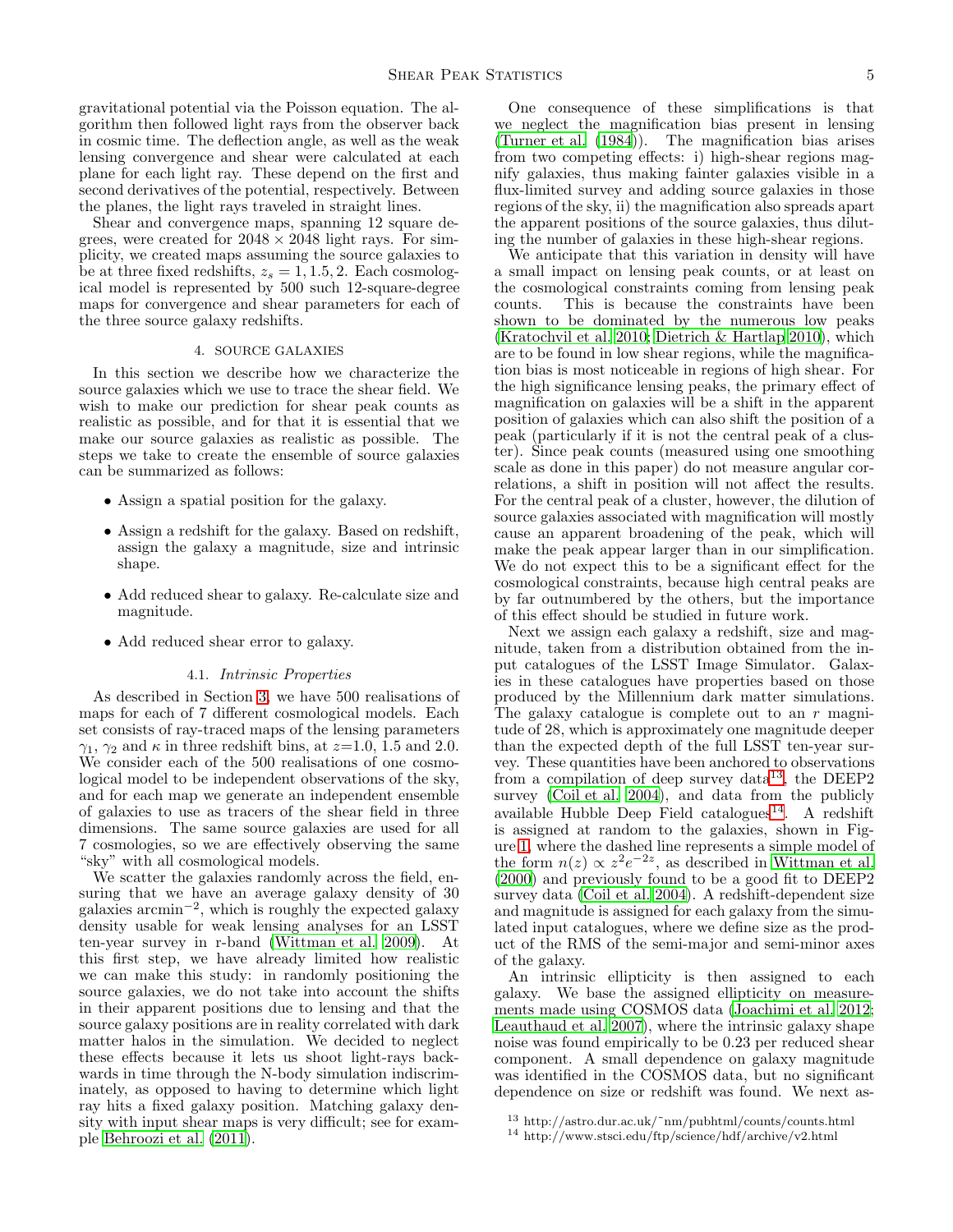gravitational potential via the Poisson equation. The algorithm then followed light rays from the observer back in cosmic time. The deflection angle, as well as the weak lensing convergence and shear were calculated at each plane for each light ray. These depend on the first and second derivatives of the potential, respectively. Between the planes, the light rays traveled in straight lines.

Shear and convergence maps, spanning 12 square degrees, were created for $2048 \times 2048$ light rays. For simplicity, we created maps assuming the source galaxies to be at three fixed redshifts, $z_s = 1, 1.5, 2$. Each cosmological model is represented by 500 such 12-square-degree maps for convergence and shear parameters for each of the three source galaxy redshifts.

## 4. SOURCE GALAXIES

In this section we describe how we characterize the source galaxies which we use to trace the shear field. We wish to make our prediction for shear peak counts as realistic as possible, and for that it is essential that we make our source galaxies as realistic as possible. The steps we take to create the ensemble of source galaxies can be summarized as follows:

- Assign a spatial position for the galaxy.
- Assign a redshift for the galaxy. Based on redshift, assign the galaxy a magnitude, size and intrinsic shape.
- Add reduced shear to galaxy. Re-calculate size and magnitude.
- Add reduced shear error to galaxy.

### 4.1. *Intrinsic Properties*

As described in Section 3, we have 500 realisations of maps for each of 7 different cosmological models. Each set consists of ray-traced maps of the lensing parameters $\gamma_1$, $\gamma_2$ and $\kappa$ in three redshift bins, at $z$=1.0, 1.5 and 2.0. We consider each of the 500 realisations of one cosmological model to be independent observations of the sky, and for each map we generate an independent ensemble of galaxies to use as tracers of the shear field in three dimensions. The same source galaxies are used for all 7 cosmologies, so we are effectively observing the same "sky" with all cosmological models.

We scatter the galaxies randomly across the field, ensuring that we have an average galaxy density of 30 galaxies arcmin$^{-2}$, which is roughly the expected galaxy density usable for weak lensing analyses for an LSST ten-year survey in r-band (Wittman et al. 2009). At this first step, we have already limited how realistic we can make this study: in randomly positioning the source galaxies, we do not take into account the shifts in their apparent positions due to lensing and that the source galaxy positions are in reality correlated with dark matter halos in the simulation. We decided to neglect these effects because it lets us shoot light-rays backwards in time through the N-body simulation indiscriminately, as opposed to having to determine which light ray hits a fixed galaxy position. Matching galaxy density with input shear maps is very difficult; see for example Behroozi et al. (2011).

One consequence of these simplifications is that we neglect the magnification bias present in lensing (Turner et al. (1984)). The magnification bias arises from two competing effects: i) high-shear regions magnify galaxies, thus making fainter galaxies visible in a flux-limited survey and adding source galaxies in those regions of the sky, ii) the magnification also spreads apart the apparent positions of the source galaxies, thus diluting the number of galaxies in these high-shear regions.

We anticipate that this variation in density will have a small impact on lensing peak counts, or at least on the cosmological constraints coming from lensing peak counts. This is because the constraints have been shown to be dominated by the numerous low peaks (Kratochvil et al. 2010; Dietrich & Hartlap 2010), which are to be found in low shear regions, while the magnification bias is most noticeable in regions of high shear. For the high significance lensing peaks, the primary effect of magnification on galaxies will be a shift in the apparent position of galaxies which can also shift the position of a peak (particularly if it is not the central peak of a cluster). Since peak counts (measured using one smoothing scale as done in this paper) do not measure angular correlations, a shift in position will not affect the results. For the central peak of a cluster, however, the dilution of source galaxies associated with magnification will mostly cause an apparent broadening of the peak, which will make the peak appear larger than in our simplification. We do not expect this to be a significant effect for the cosmological constraints, because high central peaks are by far outnumbered by the others, but the importance of this effect should be studied in future work.

Next we assign each galaxy a redshift, size and magnitude, taken from a distribution obtained from the input catalogues of the LSST Image Simulator. Galaxies in these catalogues have properties based on those produced by the Millennium dark matter simulations. The galaxy catalogue is complete out to an $r$ magnitude of 28, which is approximately one magnitude deeper than the expected depth of the full LSST ten-year survey. These quantities have been anchored to observations from a compilation of deep survey data[13], the DEEP2 survey (Coil et al. 2004), and data from the publicly available Hubble Deep Field catalogues[14]. A redshift is assigned at random to the galaxies, shown in Figure 1, where the dashed line represents a simple model of the form $n(z) \propto z^2 e^{-2z}$, as described in Wittman et al. (2000) and previously found to be a good fit to DEEP2 survey data (Coil et al. 2004). A redshift-dependent size and magnitude is assigned for each galaxy from the simulated input catalogues, where we define size as the product of the RMS of the semi-major and semi-minor axes of the galaxy.

An intrinsic ellipticity is then assigned to each galaxy. We base the assigned ellipticity on measurements made using COSMOS data (Joachimi et al. 2012; Leauthaud et al. 2007), where the intrinsic galaxy shape noise was found empirically to be 0.23 per reduced shear component. A small dependence on galaxy magnitude was identified in the COSMOS data, but no significant dependence on size or redshift was found. We next as-

[13] http://astro.dur.ac.uk/~nm/pubhtml/counts/counts.html

[14] http://www.stsci.edu/ftp/science/hdf/archive/v2.html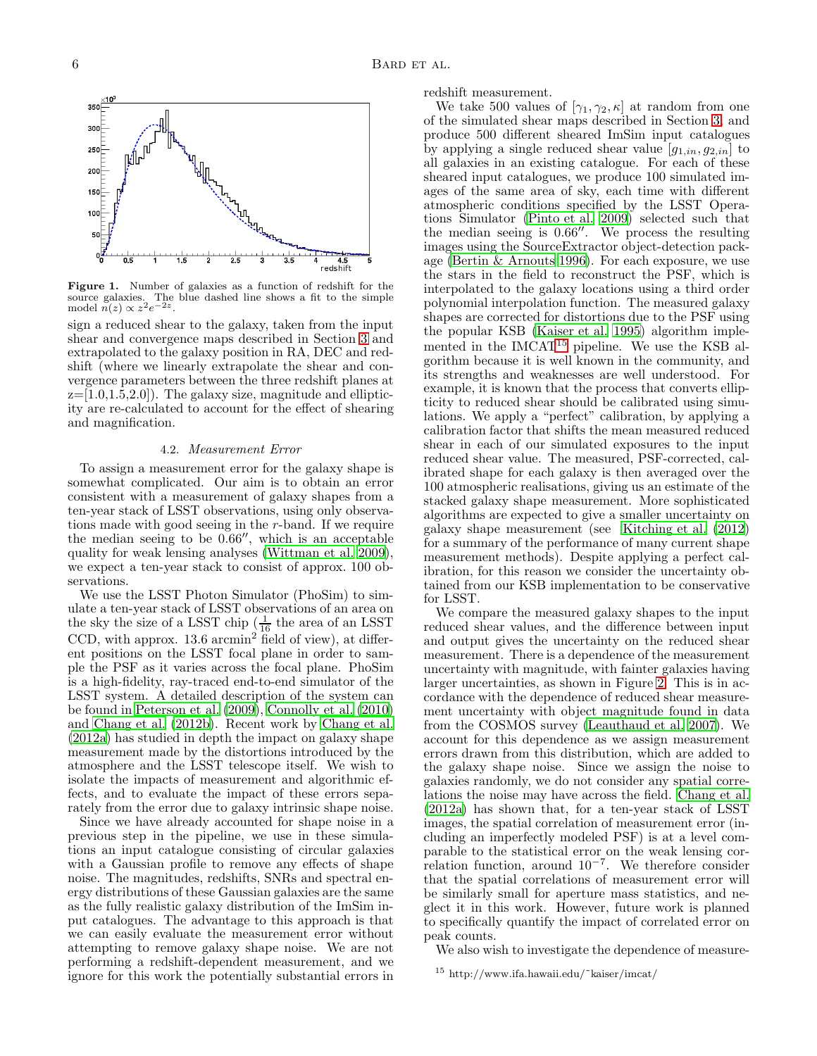**Figure 1.** Number of galaxies as a function of redshift for the source galaxies. The blue dashed line shows a fit to the simple model $n(z) \propto z^2 e^{-2z}$.

sign a reduced shear to the galaxy, taken from the input shear and convergence maps described in Section 3 and extrapolated to the galaxy position in RA, DEC and redshift (where we linearly extrapolate the shear and convergence parameters between the three redshift planes at z=[1.0,1.5,2.0]). The galaxy size, magnitude and ellipticity are re-calculated to account for the effect of shearing and magnification.

### 4.2. *Measurement Error*

To assign a measurement error for the galaxy shape is somewhat complicated. Our aim is to obtain an error consistent with a measurement of galaxy shapes from a ten-year stack of LSST observations, using only observations made with good seeing in the $r$-band. If we require the median seeing to be $0.66''$, which is an acceptable quality for weak lensing analyses (Wittman et al. 2009), we expect a ten-year stack to consist of approx. 100 observations.

We use the LSST Photon Simulator (PhoSim) to simulate a ten-year stack of LSST observations of an area on the sky the size of a LSST chip ($\frac{1}{16}$ the area of an LSST CCD, with approx. 13.6 arcmin$^2$ field of view), at different positions on the LSST focal plane in order to sample the PSF as it varies across the focal plane. PhoSim is a high-fidelity, ray-traced end-to-end simulator of the LSST system. A detailed description of the system can be found in Peterson et al. (2009), Connolly et al. (2010) and Chang et al. (2012b). Recent work by Chang et al. (2012a) has studied in depth the impact on galaxy shape measurement made by the distortions introduced by the atmosphere and the LSST telescope itself. We wish to isolate the impacts of measurement and algorithmic effects, and to evaluate the impact of these errors separately from the error due to galaxy intrinsic shape noise.

Since we have already accounted for shape noise in a previous step in the pipeline, we use in these simulations an input catalogue consisting of circular galaxies with a Gaussian profile to remove any effects of shape noise. The magnitudes, redshifts, SNRs and spectral energy distributions of these Gaussian galaxies are the same as the fully realistic galaxy distribution of the ImSim input catalogues. The advantage to this approach is that we can easily evaluate the measurement error without attempting to remove galaxy shape noise. We are not performing a redshift-dependent measurement, and we ignore for this work the potentially substantial errors in redshift measurement.

We take 500 values of $[\gamma_1, \gamma_2, \kappa]$ at random from one of the simulated shear maps described in Section 3, and produce 500 different sheared ImSim input catalogues by applying a single reduced shear value $[g_{1,in}, g_{2,in}]$ to all galaxies in an existing catalogue. For each of these sheared input catalogues, we produce 100 simulated images of the same area of sky, each time with different atmospheric conditions specified by the LSST Operations Simulator (Pinto et al. 2009) selected such that the median seeing is $0.66''$. We process the resulting images using the SourceExtractor object-detection package (Bertin & Arnouts 1996). For each exposure, we use the stars in the field to reconstruct the PSF, which is interpolated to the galaxy locations using a third order polynomial interpolation function. The measured galaxy shapes are corrected for distortions due to the PSF using the popular KSB (Kaiser et al. 1995) algorithm implemented in the IMCAT[15] pipeline. We use the KSB algorithm because it is well known in the community, and its strengths and weaknesses are well understood. For example, it is known that the process that converts ellipticity to reduced shear should be calibrated using simulations. We apply a "perfect" calibration, by applying a calibration factor that shifts the mean measured reduced shear in each of our simulated exposures to the input reduced shear value. The measured, PSF-corrected, calibrated shape for each galaxy is then averaged over the 100 atmospheric realisations, giving us an estimate of the stacked galaxy shape measurement. More sophisticated algorithms are expected to give a smaller uncertainty on galaxy shape measurement (see Kitching et al. (2012) for a summary of the performance of many current shape measurement methods). Despite applying a perfect calibration, for this reason we consider the uncertainty obtained from our KSB implementation to be conservative for LSST.

We compare the measured galaxy shapes to the input reduced shear values, and the difference between input and output gives the uncertainty on the reduced shear measurement. There is a dependence of the measurement uncertainty with magnitude, with fainter galaxies having larger uncertainties, as shown in Figure 2. This is in accordance with the dependence of reduced shear measurement uncertainty with object magnitude found in data from the COSMOS survey (Leauthaud et al. 2007). We account for this dependence as we assign measurement errors drawn from this distribution, which are added to the galaxy shape noise. Since we assign the noise to galaxies randomly, we do not consider any spatial correlations the noise may have across the field. Chang et al. (2012a) has shown that, for a ten-year stack of LSST images, the spatial correlation of measurement error (including an imperfectly modeled PSF) is at a level comparable to the statistical error on the weak lensing correlation function, around $10^{-7}$. We therefore consider that the spatial correlations of measurement error will be similarly small for aperture mass statistics, and neglect it in this work. However, future work is planned to specifically quantify the impact of correlated error on peak counts.

We also wish to investigate the dependence of measure-

[15] http://www.ifa.hawaii.edu/~kaiser/imcat/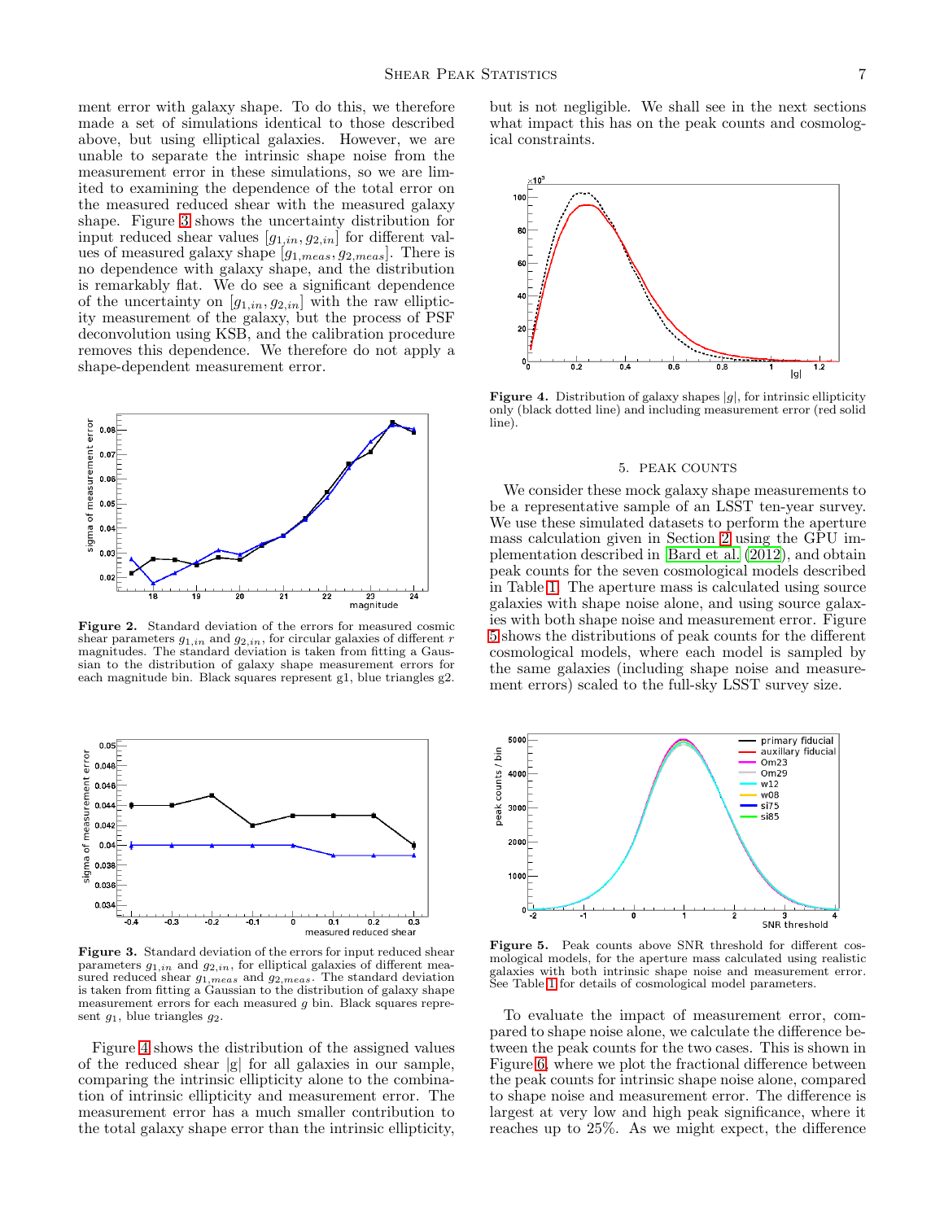ment error with galaxy shape. To do this, we therefore made a set of simulations identical to those described above, but using elliptical galaxies. However, we are unable to separate the intrinsic shape noise from the measurement error in these simulations, so we are limited to examining the dependence of the total error on the measured reduced shear with the measured galaxy shape. Figure 3 shows the uncertainty distribution for input reduced shear values $[g_{1,in}, g_{2,in}]$ for different values of measured galaxy shape $[g_{1,meas}, g_{2,meas}]$. There is no dependence with galaxy shape, and the distribution is remarkably flat. We do see a significant dependence of the uncertainty on $[g_{1,in}, g_{2,in}]$ with the raw ellipticity measurement of the galaxy, but the process of PSF deconvolution using KSB, and the calibration procedure removes this dependence. We therefore do not apply a shape-dependent measurement error.

**Figure 2.** Standard deviation of the errors for measured cosmic shear parameters $g_{1,in}$ and $g_{2,in}$, for circular galaxies of different $r$ magnitudes. The standard deviation is taken from fitting a Gaussian to the distribution of galaxy shape measurement errors for each magnitude bin. Black squares represent g1, blue triangles g2.

**Figure 3.** Standard deviation of the errors for input reduced shear parameters $g_{1,in}$ and $g_{2,in}$, for elliptical galaxies of different measured reduced shear $g_{1,meas}$ and $g_{2,meas}$. The standard deviation is taken from fitting a Gaussian to the distribution of galaxy shape measurement errors for each measured $g$ bin. Black squares represent $g_1$, blue triangles $g_2$.

Figure 4 shows the distribution of the assigned values of the reduced shear $|g|$ for all galaxies in our sample, comparing the intrinsic ellipticity alone to the combination of intrinsic ellipticity and measurement error. The measurement error has a much smaller contribution to the total galaxy shape error than the intrinsic ellipticity, but is not negligible. We shall see in the next sections what impact this has on the peak counts and cosmological constraints.

**Figure 4.** Distribution of galaxy shapes $|g|$, for intrinsic ellipticity only (black dotted line) and including measurement error (red solid line).

## 5. PEAK COUNTS

We consider these mock galaxy shape measurements to be a representative sample of an LSST ten-year survey. We use these simulated datasets to perform the aperture mass calculation given in Section 2 using the GPU implementation described in Bard et al. (2012), and obtain peak counts for the seven cosmological models described in Table 1. The aperture mass is calculated using source galaxies with shape noise alone, and using source galaxies with both shape noise and measurement error. Figure 5 shows the distributions of peak counts for the different cosmological models, where each model is sampled by the same galaxies (including shape noise and measurement errors) scaled to the full-sky LSST survey size.

**Figure 5.** Peak counts above SNR threshold for different cosmological models, for the aperture mass calculated using realistic galaxies with both intrinsic shape noise and measurement error. See Table 1 for details of cosmological model parameters.

To evaluate the impact of measurement error, compared to shape noise alone, we calculate the difference between the peak counts for the two cases. This is shown in Figure 6, where we plot the fractional difference between the peak counts for intrinsic shape noise alone, compared to shape noise and measurement error. The difference is largest at very low and high peak significance, where it reaches up to 25%. As we might expect, the difference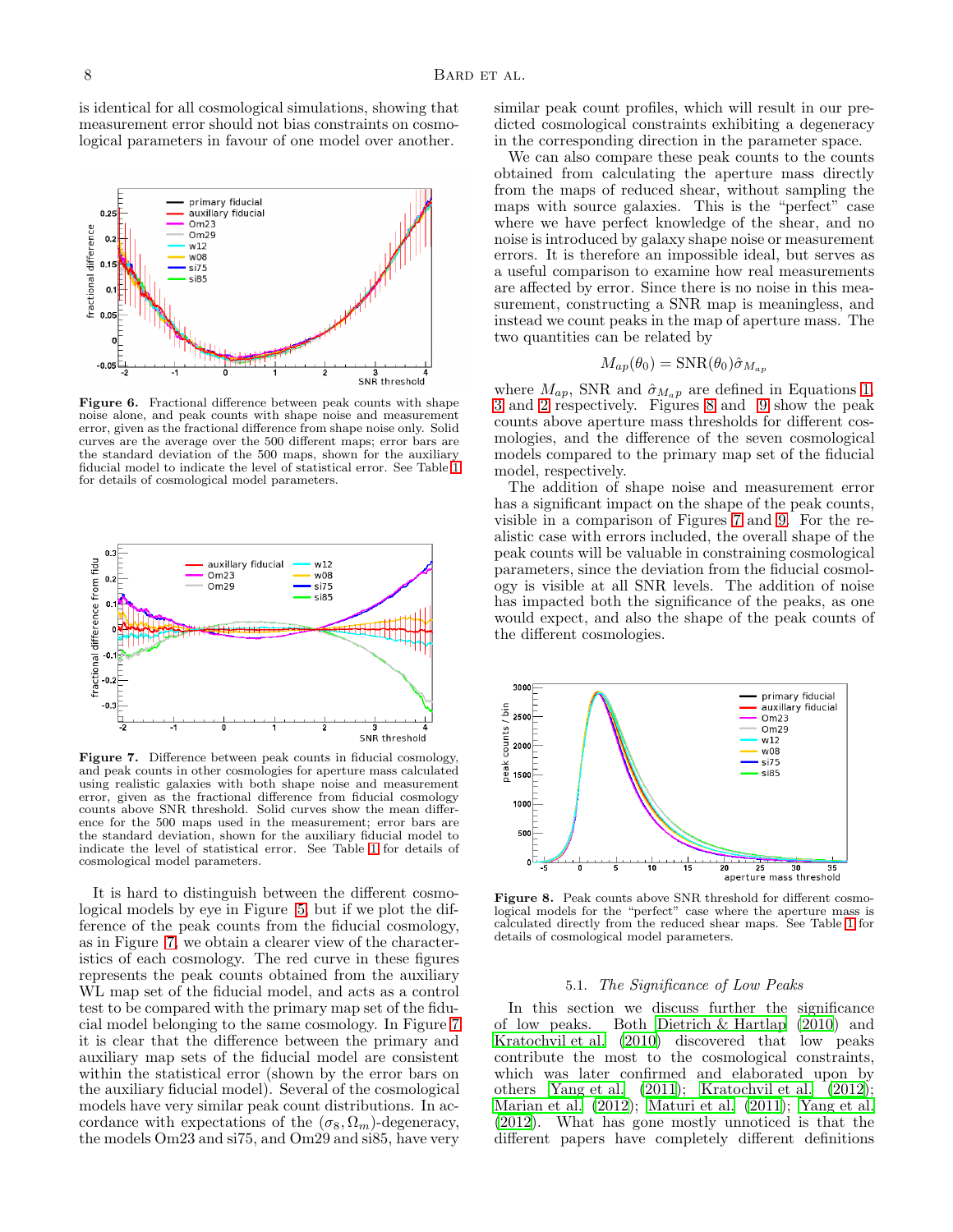is identical for all cosmological simulations, showing that measurement error should not bias constraints on cosmological parameters in favour of one model over another.

**Figure 6.** Fractional difference between peak counts with shape noise alone, and peak counts with shape noise and measurement error, given as the fractional difference from shape noise only. Solid curves are the average over the 500 different maps; error bars are the standard deviation of the 500 maps, shown for the auxiliary fiducial model to indicate the level of statistical error. See Table 1 for details of cosmological model parameters.

**Figure 7.** Difference between peak counts in fiducial cosmology, and peak counts in other cosmologies for aperture mass calculated using realistic galaxies with both shape noise and measurement error, given as the fractional difference from fiducial cosmology counts above SNR threshold. Solid curves show the mean difference for the 500 maps used in the measurement; error bars are the standard deviation, shown for the auxiliary fiducial model to indicate the level of statistical error. See Table 1 for details of cosmological model parameters.

It is hard to distinguish between the different cosmological models by eye in Figure 5, but if we plot the difference of the peak counts from the fiducial cosmology, as in Figure 7, we obtain a clearer view of the characteristics of each cosmology. The red curve in these figures represents the peak counts obtained from the auxiliary WL map set of the fiducial model, and acts as a control test to be compared with the primary map set of the fiducial model belonging to the same cosmology. In Figure 7 it is clear that the difference between the primary and auxiliary map sets of the fiducial model are consistent within the statistical error (shown by the error bars on the auxiliary fiducial model). Several of the cosmological models have very similar peak count distributions. In accordance with expectations of the $(\sigma_8, \Omega_m)$-degeneracy, the models Om23 and si75, and Om29 and si85, have very similar peak count profiles, which will result in our predicted cosmological constraints exhibiting a degeneracy in the corresponding direction in the parameter space.

We can also compare these peak counts to the counts obtained from calculating the aperture mass directly from the maps of reduced shear, without sampling the maps with source galaxies. This is the "perfect" case where we have perfect knowledge of the shear, and no noise is introduced by galaxy shape noise or measurement errors. It is therefore an impossible ideal, but serves as a useful comparison to examine how real measurements are affected by error. Since there is no noise in this measurement, constructing a SNR map is meaningless, and instead we count peaks in the map of aperture mass. The two quantities can be related by

$$M_{ap}(\theta_0) = \mathrm{SNR}(\theta_0)\hat{\sigma}_{M_{ap}}$$

where $M_{ap}$, SNR and $\hat{\sigma}_{M_{ap}}$ are defined in Equations 1, 3 and 2 respectively. Figures 8 and 9 show the peak counts above aperture mass thresholds for different cosmologies, and the difference of the seven cosmological models compared to the primary map set of the fiducial model, respectively.

The addition of shape noise and measurement error has a significant impact on the shape of the peak counts, visible in a comparison of Figures 7 and 9. For the realistic case with errors included, the overall shape of the peak counts will be valuable in constraining cosmological parameters, since the deviation from the fiducial cosmology is visible at all SNR levels. The addition of noise has impacted both the significance of the peaks, as one would expect, and also the shape of the peak counts of the different cosmologies.

**Figure 8.** Peak counts above SNR threshold for different cosmological models for the "perfect" case where the aperture mass is calculated directly from the reduced shear maps. See Table 1 for details of cosmological model parameters.

### 5.1. *The Significance of Low Peaks*

In this section we discuss further the significance of low peaks. Both Dietrich & Hartlap (2010) and Kratochvil et al. (2010) discovered that low peaks contribute the most to the cosmological constraints, which was later confirmed and elaborated upon by others Yang et al. (2011); Kratochvil et al. (2012); Marian et al. (2012); Maturi et al. (2011); Yang et al. (2012). What has gone mostly unnoticed is that the different papers have completely different definitions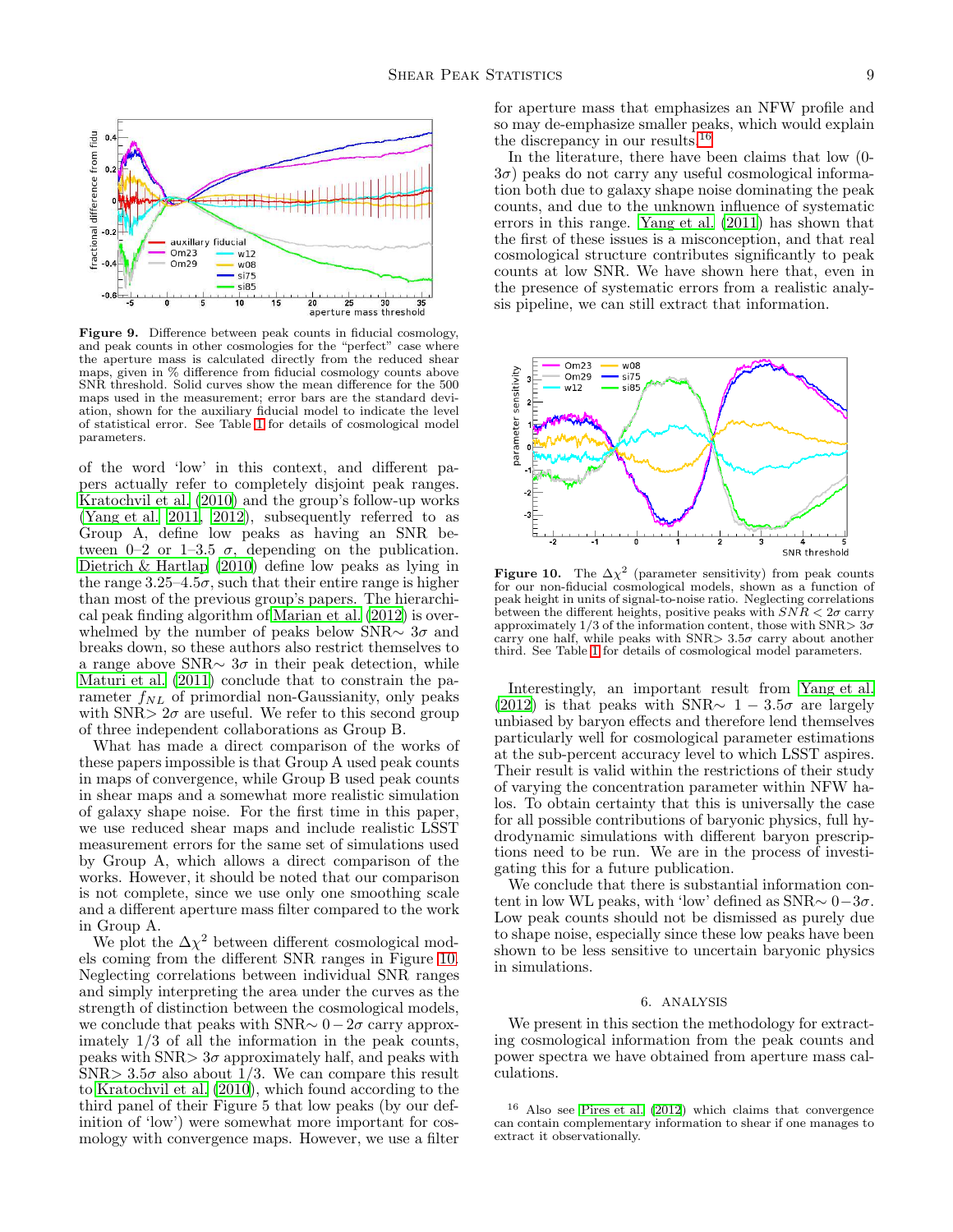Figure 9. Difference between peak counts in fiducial cosmology, and peak counts in other cosmologies for the "perfect" case where the aperture mass is calculated directly from the reduced shear maps, given in % difference from fiducial cosmology counts above SNR threshold. Solid curves show the mean difference for the 500 maps used in the measurement; error bars are the standard deviation, shown for the auxiliary fiducial model to indicate the level of statistical error. See Table 1 for details of cosmological model parameters.

of the word 'low' in this context, and different papers actually refer to completely disjoint peak ranges. Kratochvil et al. (2010) and the group's follow-up works (Yang et al. 2011, 2012), subsequently referred to as Group A, define low peaks as having an SNR between 0–2 or 1–3.5 $\sigma$, depending on the publication. Dietrich & Hartlap (2010) define low peaks as lying in the range 3.25–4.5$\sigma$, such that their entire range is higher than most of the previous group's papers. The hierarchical peak finding algorithm of Marian et al. (2012) is overwhelmed by the number of peaks below SNR$\sim$ 3$\sigma$ and breaks down, so these authors also restrict themselves to a range above SNR$\sim$ 3$\sigma$ in their peak detection, while Maturi et al. (2011) conclude that to constrain the parameter $f_{NL}$ of primordial non-Gaussianity, only peaks with SNR> 2$\sigma$ are useful. We refer to this second group of three independent collaborations as Group B.

What has made a direct comparison of the works of these papers impossible is that Group A used peak counts in maps of convergence, while Group B used peak counts in shear maps and a somewhat more realistic simulation of galaxy shape noise. For the first time in this paper, we use reduced shear maps and include realistic LSST measurement errors for the same set of simulations used by Group A, which allows a direct comparison of the works. However, it should be noted that our comparison is not complete, since we use only one smoothing scale and a different aperture mass filter compared to the work in Group A.

We plot the $\Delta\chi^2$ between different cosmological models coming from the different SNR ranges in Figure 10. Neglecting correlations between individual SNR ranges and simply interpreting the area under the curves as the strength of distinction between the cosmological models, we conclude that peaks with SNR$\sim 0-2\sigma$ carry approximately 1/3 of all the information in the peak counts, peaks with SNR> 3$\sigma$ approximately half, and peaks with SNR> 3.5$\sigma$ also about 1/3. We can compare this result to Kratochvil et al. (2010), which found according to the third panel of their Figure 5 that low peaks (by our definition of 'low') were somewhat more important for cosmology with convergence maps. However, we use a filter for aperture mass that emphasizes an NFW profile and so may de-emphasize smaller peaks, which would explain the discrepancy in our results.[16]

In the literature, there have been claims that low (0-3$\sigma$) peaks do not carry any useful cosmological information both due to galaxy shape noise dominating the peak counts, and due to the unknown influence of systematic errors in this range. Yang et al. (2011) has shown that the first of these issues is a misconception, and that real cosmological structure contributes significantly to peak counts at low SNR. We have shown here that, even in the presence of systematic errors from a realistic analysis pipeline, we can still extract that information.

Figure 10. The $\Delta\chi^2$ (parameter sensitivity) from peak counts for our non-fiducial cosmological models, shown as a function of peak height in units of signal-to-noise ratio. Neglecting correlations between the different heights, positive peaks with $SNR < 2\sigma$ carry approximately 1/3 of the information content, those with SNR> 3$\sigma$ carry one half, while peaks with SNR> 3.5$\sigma$ carry about another third. See Table 1 for details of cosmological model parameters.

Interestingly, an important result from Yang et al. (2012) is that peaks with SNR$\sim 1-3.5\sigma$ are largely unbiased by baryon effects and therefore lend themselves particularly well for cosmological parameter estimations at the sub-percent accuracy level to which LSST aspires. Their result is valid within the restrictions of their study of varying the concentration parameter within NFW halos. To obtain certainty that this is universally the case for all possible contributions of baryonic physics, full hydrodynamic simulations with different baryon prescriptions need to be run. We are in the process of investigating this for a future publication.

We conclude that there is substantial information content in low WL peaks, with 'low' defined as SNR$\sim 0-3\sigma$. Low peak counts should not be dismissed as purely due to shape noise, especially since these low peaks have been shown to be less sensitive to uncertain baryonic physics in simulations.

## 6. ANALYSIS

We present in this section the methodology for extracting cosmological information from the peak counts and power spectra we have obtained from aperture mass calculations.

[16] Also see Pires et al. (2012) which claims that convergence can contain complementary information to shear if one manages to extract it observationally.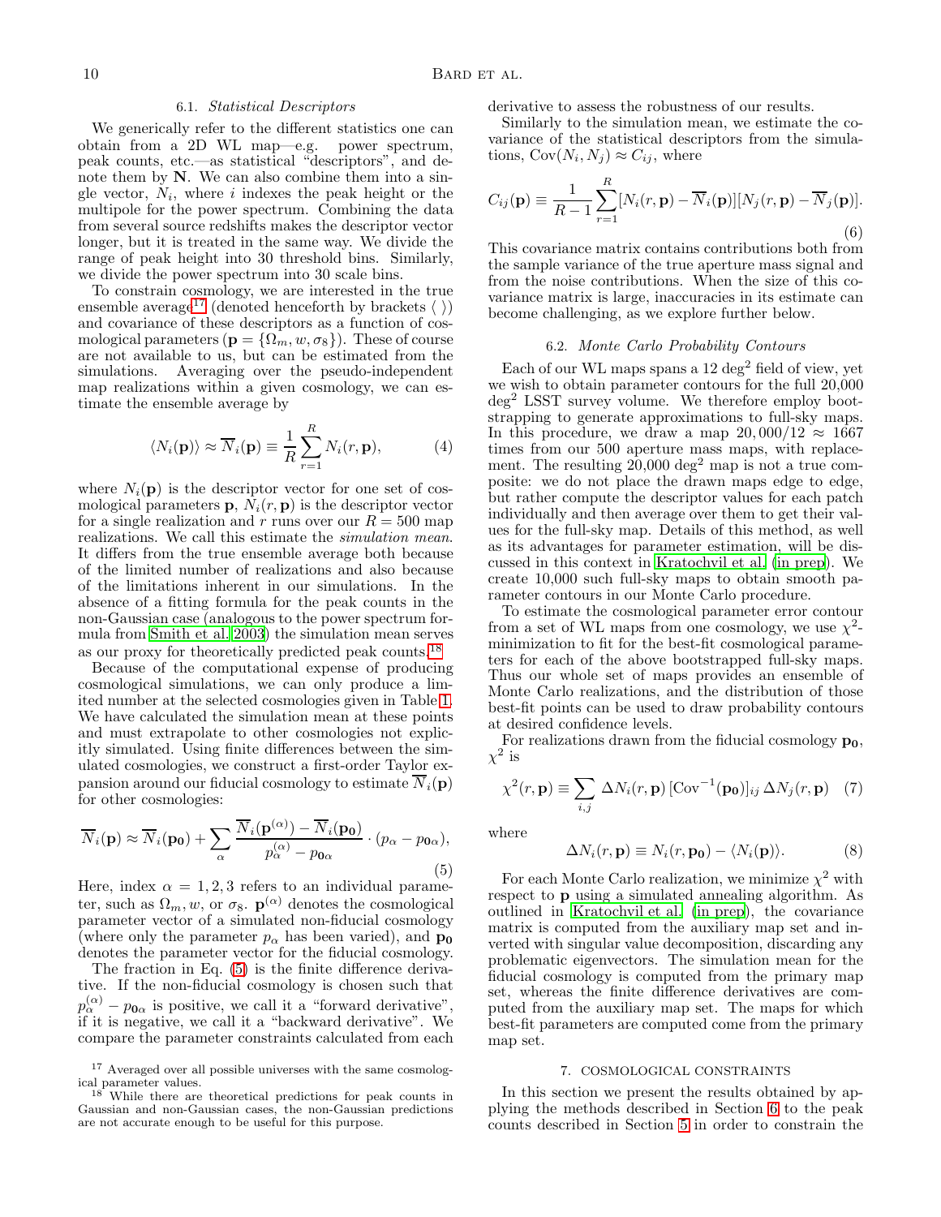### 6.1. *Statistical Descriptors*

We generically refer to the different statistics one can obtain from a 2D WL map—e.g. power spectrum, peak counts, etc.—as statistical "descriptors", and denote them by $\mathbf{N}$. We can also combine them into a single vector, $N_i$, where $i$ indexes the peak height or the multipole for the power spectrum. Combining the data from several source redshifts makes the descriptor vector longer, but it is treated in the same way. We divide the range of peak height into 30 threshold bins. Similarly, we divide the power spectrum into 30 scale bins.

To constrain cosmology, we are interested in the true ensemble average[17] (denoted henceforth by brackets $\langle\ \rangle$) and covariance of these descriptors as a function of cosmological parameters ($\mathbf{p} = \{\Omega_m, w, \sigma_8\}$). These of course are not available to us, but can be estimated from the simulations. Averaging over the pseudo-independent map realizations within a given cosmology, we can estimate the ensemble average by

$$\langle N_i(\mathbf{p})\rangle \approx \overline{N}_i(\mathbf{p}) \equiv \frac{1}{R}\sum_{r=1}^{R} N_i(r, \mathbf{p}), \tag{4}$$

where $N_i(\mathbf{p})$ is the descriptor vector for one set of cosmological parameters $\mathbf{p}$, $N_i(r, \mathbf{p})$ is the descriptor vector for a single realization and $r$ runs over our $R = 500$ map realizations. We call this estimate the *simulation mean*. It differs from the true ensemble average both because of the limited number of realizations and also because of the limitations inherent in our simulations. In the absence of a fitting formula for the peak counts in the non-Gaussian case (analogous to the power spectrum formula from Smith et al. 2003) the simulation mean serves as our proxy for theoretically predicted peak counts.[18]

Because of the computational expense of producing cosmological simulations, we can only produce a limited number at the selected cosmologies given in Table 1. We have calculated the simulation mean at these points and must extrapolate to other cosmologies not explicitly simulated. Using finite differences between the simulated cosmologies, we construct a first-order Taylor expansion around our fiducial cosmology to estimate $\overline{N}_i(\mathbf{p})$ for other cosmologies:

$$\overline{N}_i(\mathbf{p}) \approx \overline{N}_i(\mathbf{p_0}) + \sum_{\alpha} \frac{\overline{N}_i(\mathbf{p}^{(\alpha)}) - \overline{N}_i(\mathbf{p_0})}{p_{\alpha}^{(\alpha)} - p_{\mathbf{0}\alpha}} \cdot (p_{\alpha} - p_{\mathbf{0}\alpha}), \tag{5}$$

Here, index $\alpha = 1, 2, 3$ refers to an individual parameter, such as $\Omega_m, w$, or $\sigma_8$. $\mathbf{p}^{(\alpha)}$ denotes the cosmological parameter vector of a simulated non-fiducial cosmology (where only the parameter $p_\alpha$ has been varied), and $\mathbf{p_0}$ denotes the parameter vector for the fiducial cosmology.

The fraction in Eq. (5) is the finite difference derivative. If the non-fiducial cosmology is chosen such that $p_{\alpha}^{(\alpha)} - p_{\mathbf{0}\alpha}$ is positive, we call it a "forward derivative", if it is negative, we call it a "backward derivative". We compare the parameter constraints calculated from each derivative to assess the robustness of our results.

Similarly to the simulation mean, we estimate the covariance of the statistical descriptors from the simulations, $\mathrm{Cov}(N_i, N_j) \approx C_{ij}$, where

$$C_{ij}(\mathbf{p}) \equiv \frac{1}{R-1}\sum_{r=1}^{R}[N_i(r, \mathbf{p}) - \overline{N}_i(\mathbf{p})][N_j(r, \mathbf{p}) - \overline{N}_j(\mathbf{p})]. \tag{6}$$

This covariance matrix contains contributions both from the sample variance of the true aperture mass signal and from the noise contributions. When the size of this covariance matrix is large, inaccuracies in its estimate can become challenging, as we explore further below.

### 6.2. *Monte Carlo Probability Contours*

Each of our WL maps spans a 12 deg$^2$ field of view, yet we wish to obtain parameter contours for the full 20,000 deg$^2$ LSST survey volume. We therefore employ bootstrapping to generate approximations to full-sky maps. In this procedure, we draw a map $20,000/12 \approx 1667$ times from our 500 aperture mass maps, with replacement. The resulting 20,000 deg$^2$ map is not a true composite: we do not place the drawn maps edge to edge, but rather compute the descriptor values for each patch individually and then average over them to get their values for the full-sky map. Details of this method, as well as its advantages for parameter estimation, will be discussed in this context in Kratochvil et al. (in prep). We create 10,000 such full-sky maps to obtain smooth parameter contours in our Monte Carlo procedure.

To estimate the cosmological parameter error contour from a set of WL maps from one cosmology, we use $\chi^2$-minimization to fit for the best-fit cosmological parameters for each of the above bootstrapped full-sky maps. Thus our whole set of maps provides an ensemble of Monte Carlo realizations, and the distribution of those best-fit points can be used to draw probability contours at desired confidence levels.

For realizations drawn from the fiducial cosmology $\mathbf{p_0}$, $\chi^2$ is

$$\chi^2(r, \mathbf{p}) \equiv \sum_{i,j} \Delta N_i(r, \mathbf{p})\,[\mathrm{Cov}^{-1}(\mathbf{p_0})]_{ij}\,\Delta N_j(r, \mathbf{p}) \tag{7}$$

where

$$\Delta N_i(r, \mathbf{p}) \equiv N_i(r, \mathbf{p_0}) - \langle N_i(\mathbf{p})\rangle. \tag{8}$$

For each Monte Carlo realization, we minimize $\chi^2$ with respect to $\mathbf{p}$ using a simulated annealing algorithm. As outlined in Kratochvil et al. (in prep), the covariance matrix is computed from the auxiliary map set and inverted with singular value decomposition, discarding any problematic eigenvectors. The simulation mean for the fiducial cosmology is computed from the primary map set, whereas the finite difference derivatives are computed from the auxiliary map set. The maps for which best-fit parameters are computed come from the primary map set.

## 7. COSMOLOGICAL CONSTRAINTS

In this section we present the results obtained by applying the methods described in Section 6 to the peak counts described in Section 5 in order to constrain the

[17] Averaged over all possible universes with the same cosmological parameter values.

[18] While there are theoretical predictions for peak counts in Gaussian and non-Gaussian cases, the non-Gaussian predictions are not accurate enough to be useful for this purpose.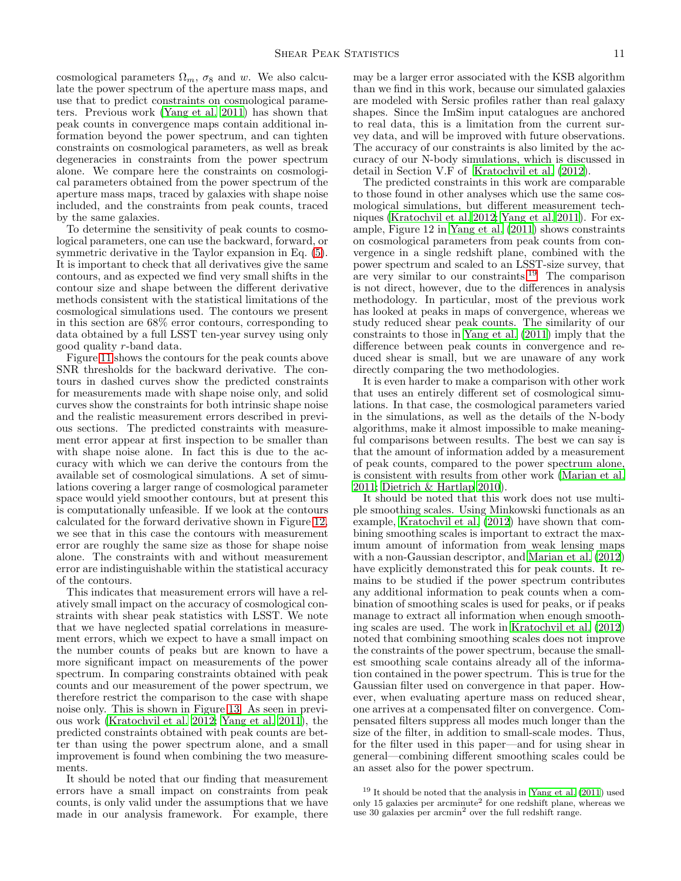cosmological parameters $\Omega_m$, $\sigma_8$ and $w$. We also calculate the power spectrum of the aperture mass maps, and use that to predict constraints on cosmological parameters. Previous work (Yang et al. 2011) has shown that peak counts in convergence maps contain additional information beyond the power spectrum, and can tighten constraints on cosmological parameters, as well as break degeneracies in constraints from the power spectrum alone. We compare here the constraints on cosmological parameters obtained from the power spectrum of the aperture mass maps, traced by galaxies with shape noise included, and the constraints from peak counts, traced by the same galaxies.

To determine the sensitivity of peak counts to cosmological parameters, one can use the backward, forward, or symmetric derivative in the Taylor expansion in Eq. (5). It is important to check that all derivatives give the same contours, and as expected we find very small shifts in the contour size and shape between the different derivative methods consistent with the statistical limitations of the cosmological simulations used. The contours we present in this section are 68% error contours, corresponding to data obtained by a full LSST ten-year survey using only good quality $r$-band data.

Figure 11 shows the contours for the peak counts above SNR thresholds for the backward derivative. The contours in dashed curves show the predicted constraints for measurements made with shape noise only, and solid curves show the constraints for both intrinsic shape noise and the realistic measurement errors described in previous sections. The predicted constraints with measurement error appear at first inspection to be smaller than with shape noise alone. In fact this is due to the accuracy with which we can derive the contours from the available set of cosmological simulations. A set of simulations covering a larger range of cosmological parameter space would yield smoother contours, but at present this is computationally unfeasible. If we look at the contours calculated for the forward derivative shown in Figure 12, we see that in this case the contours with measurement error are roughly the same size as those for shape noise alone. The constraints with and without measurement error are indistinguishable within the statistical accuracy of the contours.

This indicates that measurement errors will have a relatively small impact on the accuracy of cosmological constraints with shear peak statistics with LSST. We note that we have neglected spatial correlations in measurement errors, which we expect to have a small impact on the number counts of peaks but are known to have a more significant impact on measurements of the power spectrum. In comparing constraints obtained with peak counts and our measurement of the power spectrum, we therefore restrict the comparison to the case with shape noise only. This is shown in Figure 13. As seen in previous work (Kratochvil et al. 2012; Yang et al. 2011), the predicted constraints obtained with peak counts are better than using the power spectrum alone, and a small improvement is found when combining the two measurements.

It should be noted that our finding that measurement errors have a small impact on constraints from peak counts, is only valid under the assumptions that we have made in our analysis framework. For example, there may be a larger error associated with the KSB algorithm than we find in this work, because our simulated galaxies are modeled with Sersic profiles rather than real galaxy shapes. Since the ImSim input catalogues are anchored to real data, this is a limitation from the current survey data, and will be improved with future observations. The accuracy of our constraints is also limited by the accuracy of our N-body simulations, which is discussed in detail in Section V.F of Kratochvil et al. (2012).

The predicted constraints in this work are comparable to those found in other analyses which use the same cosmological simulations, but different measurement techniques (Kratochvil et al. 2012; Yang et al. 2011). For example, Figure 12 in Yang et al. (2011) shows constraints on cosmological parameters from peak counts from convergence in a single redshift plane, combined with the power spectrum and scaled to an LSST-size survey, that are very similar to our constraints.[19] The comparison is not direct, however, due to the differences in analysis methodology. In particular, most of the previous work has looked at peaks in maps of convergence, whereas we study reduced shear peak counts. The similarity of our constraints to those in Yang et al. (2011) imply that the difference between peak counts in convergence and reduced shear is small, but we are unaware of any work directly comparing the two methodologies.

It is even harder to make a comparison with other work that uses an entirely different set of cosmological simulations. In that case, the cosmological parameters varied in the simulations, as well as the details of the N-body algorithms, make it almost impossible to make meaningful comparisons between results. The best we can say is that the amount of information added by a measurement of peak counts, compared to the power spectrum alone, is consistent with results from other work (Marian et al. 2011; Dietrich & Hartlap 2010).

It should be noted that this work does not use multiple smoothing scales. Using Minkowski functionals as an example, Kratochvil et al. (2012) have shown that combining smoothing scales is important to extract the maximum amount of information from weak lensing maps with a non-Gaussian descriptor, and Marian et al. (2012) have explicitly demonstrated this for peak counts. It remains to be studied if the power spectrum contributes any additional information to peak counts when a combination of smoothing scales is used for peaks, or if peaks manage to extract all information when enough smoothing scales are used. The work in Kratochvil et al. (2012) noted that combining smoothing scales does not improve the constraints of the power spectrum, because the smallest smoothing scale contains already all of the information contained in the power spectrum. This is true for the Gaussian filter used on convergence in that paper. However, when evaluating aperture mass on reduced shear, one arrives at a compensated filter on convergence. Compensated filters suppress all modes much longer than the size of the filter, in addition to small-scale modes. Thus, for the filter used in this paper—and for using shear in general—combining different smoothing scales could be an asset also for the power spectrum.

[19] It should be noted that the analysis in Yang et al. (2011) used only 15 galaxies per arcminute$^2$ for one redshift plane, whereas we use 30 galaxies per arcmin$^2$ over the full redshift range.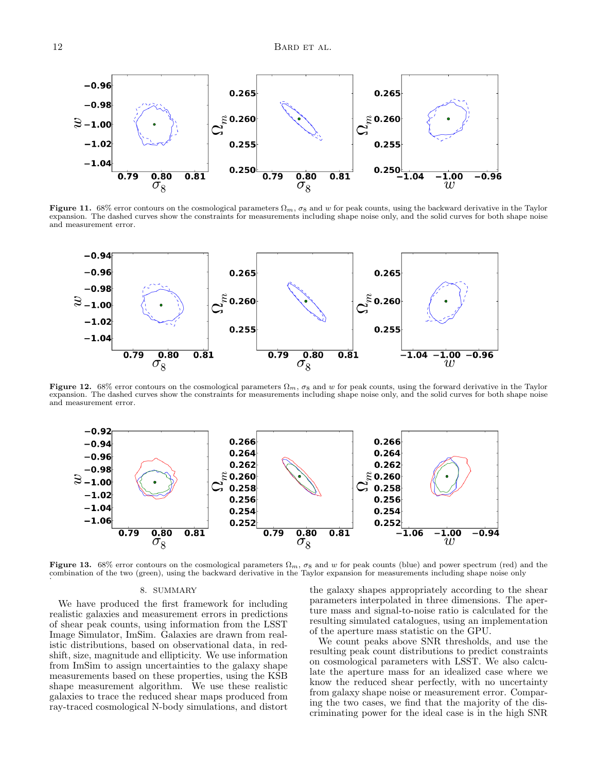**Figure 11.** 68% error contours on the cosmological parameters $\Omega_m$, $\sigma_8$ and $w$ for peak counts, using the backward derivative in the Taylor expansion. The dashed curves show the constraints for measurements including shape noise only, and the solid curves for both shape noise and measurement error.

**Figure 12.** 68% error contours on the cosmological parameters $\Omega_m$, $\sigma_8$ and $w$ for peak counts, using the forward derivative in the Taylor expansion. The dashed curves show the constraints for measurements including shape noise only, and the solid curves for both shape noise and measurement error.

**Figure 13.** 68% error contours on the cosmological parameters $\Omega_m$, $\sigma_8$ and $w$ for peak counts (blue) and power spectrum (red) and the combination of the two (green), using the backward derivative in the Taylor expansion for measurements including shape noise only

## 8. SUMMARY

We have produced the first framework for including realistic galaxies and measurement errors in predictions of shear peak counts, using information from the LSST Image Simulator, ImSim. Galaxies are drawn from realistic distributions, based on observational data, in redshift, size, magnitude and ellipticity. We use information from ImSim to assign uncertainties to the galaxy shape measurements based on these properties, using the KSB shape measurement algorithm. We use these realistic galaxies to trace the reduced shear maps produced from ray-traced cosmological N-body simulations, and distort the galaxy shapes appropriately according to the shear parameters interpolated in three dimensions. The aperture mass and signal-to-noise ratio is calculated for the resulting simulated catalogues, using an implementation of the aperture mass statistic on the GPU.

We count peaks above SNR thresholds, and use the resulting peak count distributions to predict constraints on cosmological parameters with LSST. We also calculate the aperture mass for an idealized case where we know the reduced shear perfectly, with no uncertainty from galaxy shape noise or measurement error. Comparing the two cases, we find that the majority of the discriminating power for the ideal case is in the high SNR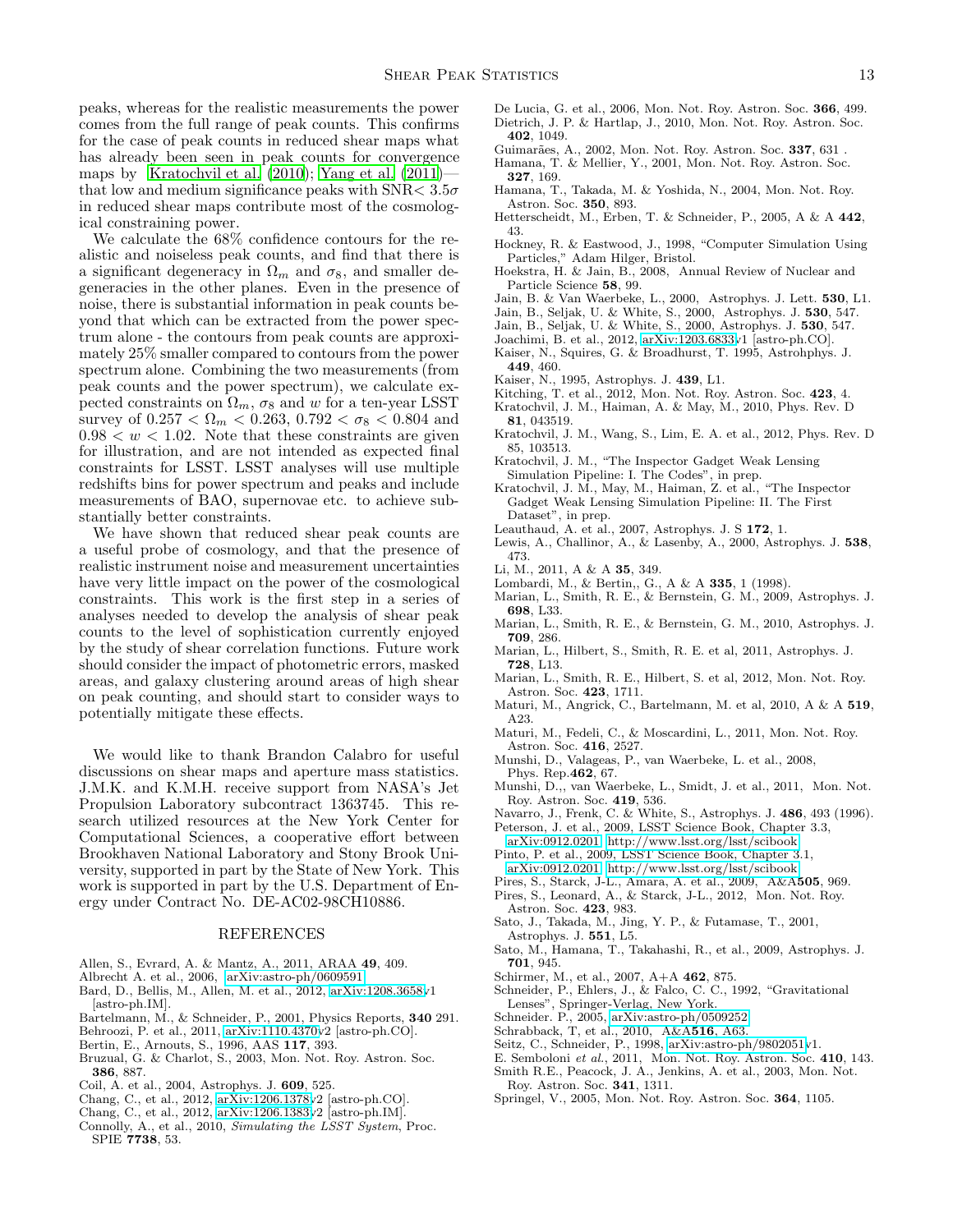peaks, whereas for the realistic measurements the power comes from the full range of peak counts. This confirms for the case of peak counts in reduced shear maps what has already been seen in peak counts for convergence maps by Kratochvil et al. (2010); Yang et al. (2011)—that low and medium significance peaks with SNR$< 3.5\sigma$ in reduced shear maps contribute most of the cosmological constraining power.

We calculate the 68% confidence contours for the realistic and noiseless peak counts, and find that there is a significant degeneracy in $\Omega_m$ and $\sigma_8$, and smaller degeneracies in the other planes. Even in the presence of noise, there is substantial information in peak counts beyond that which can be extracted from the power spectrum alone - the contours from peak counts are approximately 25% smaller compared to contours from the power spectrum alone. Combining the two measurements (from peak counts and the power spectrum), we calculate expected constraints on $\Omega_m$, $\sigma_8$ and $w$ for a ten-year LSST survey of $0.257 < \Omega_m < 0.263$, $0.792 < \sigma_8 < 0.804$ and $0.98 < w < 1.02$. Note that these constraints are given for illustration, and are not intended as expected final constraints for LSST. LSST analyses will use multiple redshifts bins for power spectrum and peaks and include measurements of BAO, supernovae etc. to achieve substantially better constraints.

We have shown that reduced shear peak counts are a useful probe of cosmology, and that the presence of realistic instrument noise and measurement uncertainties have very little impact on the power of the cosmological constraints. This work is the first step in a series of analyses needed to develop the analysis of shear peak counts to the level of sophistication currently enjoyed by the study of shear correlation functions. Future work should consider the impact of photometric errors, masked areas, and galaxy clustering around areas of high shear on peak counting, and should start to consider ways to potentially mitigate these effects.

We would like to thank Brandon Calabro for useful discussions on shear maps and aperture mass statistics. J.M.K. and K.M.H. receive support from NASA's Jet Propulsion Laboratory subcontract 1363745. This research utilized resources at the New York Center for Computational Sciences, a cooperative effort between Brookhaven National Laboratory and Stony Brook University, supported in part by the State of New York. This work is supported in part by the U.S. Department of Energy under Contract No. DE-AC02-98CH10886.

## REFERENCES

Allen, S., Evrard, A. & Mantz, A., 2011, ARAA **49**, 409.
Albrecht A. et al., 2006, arXiv:astro-ph/0609591
Bard, D., Bellis, M., Allen, M. et al., 2012, arXiv:1208.3658v1 [astro-ph.IM].
Bartelmann, M., & Schneider, P., 2001, Physics Reports, **340** 291.
Behroozi, P. et al., 2011, arXiv:1110.4370v2 [astro-ph.CO].
Bertin, E., Arnouts, S., 1996, AAS **117**, 393.
Bruzual, G. & Charlot, S., 2003, Mon. Not. Roy. Astron. Soc. **386**, 887.
Coil, A. et al., 2004, Astrophys. J. **609**, 525.
Chang, C., et al., 2012, arXiv:1206.1378v2 [astro-ph.CO].
Chang, C., et al., 2012, arXiv:1206.1383v2 [astro-ph.IM].
Connolly, A., et al., 2010, *Simulating the LSST System*, Proc. SPIE **7738**, 53.
De Lucia, G. et al., 2006, Mon. Not. Roy. Astron. Soc. **366**, 499.
Dietrich, J. P. & Hartlap, J., 2010, Mon. Not. Roy. Astron. Soc. **402**, 1049.
Guimarães, A., 2002, Mon. Not. Roy. Astron. Soc. **337**, 631 .
Hamana, T. & Mellier, Y., 2001, Mon. Not. Roy. Astron. Soc. **327**, 169.
Hamana, T., Takada, M. & Yoshida, N., 2004, Mon. Not. Roy. Astron. Soc. **350**, 893.
Hetterscheidt, M., Erben, T. & Schneider, P., 2005, A & A **442**, 43.
Hockney, R. & Eastwood, J., 1998, "Computer Simulation Using Particles," Adam Hilger, Bristol.
Hoekstra, H. & Jain, B., 2008, Annual Review of Nuclear and Particle Science **58**, 99.
Jain, B. & Van Waerbeke, L., 2000, Astrophys. J. Lett. **530**, L1.
Jain, B., Seljak, U. & White, S., 2000, Astrophys. J. **530**, 547.
Jain, B., Seljak, U. & White, S., 2000, Astrophys. J. **530**, 547.
Joachimi, B. et al., 2012, arXiv:1203.6833v1 [astro-ph.CO].
Kaiser, N., Squires, G. & Broadhurst, T. 1995, Astrohphys. J. **449**, 460.
Kaiser, N., 1995, Astrophys. J. **439**, L1.
Kitching, T. et al., 2012, Mon. Not. Roy. Astron. Soc. **423**, 4.
Kratochvil, J. M., Haiman, A. & May, M., 2010, Phys. Rev. D **81**, 043519.
Kratochvil, J. M., Wang, S., Lim, E. A. et al., 2012, Phys. Rev. D 85, 103513.
Kratochvil, J. M., "The Inspector Gadget Weak Lensing Simulation Pipeline: I. The Codes", in prep.
Kratochvil, J. M., May, M., Haiman, Z. et al., "The Inspector Gadget Weak Lensing Simulation Pipeline: II. The First Dataset", in prep.
Leauthaud, A. et al., 2007, Astrophys. J. S **172**, 1.
Lewis, A., Challinor, A., & Lasenby, A., 2000, Astrophys. J. **538**, 473.
Li, M., 2011, A & A **35**, 349.
Lombardi, M., & Bertin,, G., A & A **335**, 1 (1998).
Marian, L., Smith, R. E., & Bernstein, G. M., 2009, Astrophys. J. **698**, L33.
Marian, L., Smith, R. E., & Bernstein, G. M., 2010, Astrophys. J. **709**, 286.
Marian, L., Hilbert, S., Smith, R. E. et al, 2011, Astrophys. J. **728**, L13.
Marian, L., Smith, R. E., Hilbert, S. et al, 2012, Mon. Not. Roy. Astron. Soc. **423**, 1711.
Maturi, M., Angrick, C., Bartelmann, M. et al, 2010, A & A **519**, A23.
Maturi, M., Fedeli, C., & Moscardini, L., 2011, Mon. Not. Roy. Astron. Soc. **416**, 2527.
Munshi, D., Valageas, P., van Waerbeke, L. et al., 2008, Phys. Rep.**462**, 67.
Munshi, D.,, van Waerbeke, L., Smidt, J. et al., 2011, Mon. Not. Roy. Astron. Soc. **419**, 536.
Navarro, J., Frenk, C. & White, S., Astrophys. J. **486**, 493 (1996).
Peterson, J. et al., 2009, LSST Science Book, Chapter 3.3, arXiv:0912.0201, http://www.lsst.org/lsst/scibook
Pinto, P. et al., 2009, LSST Science Book, Chapter 3.1, arXiv:0912.0201, http://www.lsst.org/lsst/scibook
Pires, S., Starck, J-L., Amara, A. et al., 2009, A&A**505**, 969.
Pires, S., Leonard, A., & Starck, J-L., 2012, Mon. Not. Roy. Astron. Soc. **423**, 983.
Sato, J., Takada, M., Jing, Y. P., & Futamase, T., 2001, Astrophys. J. **551**, L5.
Sato, M., Hamana, T., Takahashi, R., et al., 2009, Astrophys. J. **701**, 945.
Schirmer, M., et al., 2007, A+A **462**, 875.
Schneider, P., Ehlers, J., & Falco, C. C., 1992, "Gravitational Lenses", Springer-Verlag, New York.
Schneider. P., 2005, arXiv:astro-ph/0509252
Schrabback, T, et al., 2010, A&A**516**, A63.
Seitz, C., Schneider, P., 1998, arXiv:astro-ph/9802051v1.
E. Semboloni *et al.*, 2011, Mon. Not. Roy. Astron. Soc. **410**, 143.
Smith R.E., Peacock, J. A., Jenkins, A. et al., 2003, Mon. Not. Roy. Astron. Soc. **341**, 1311.
Springel, V., 2005, Mon. Not. Roy. Astron. Soc. **364**, 1105.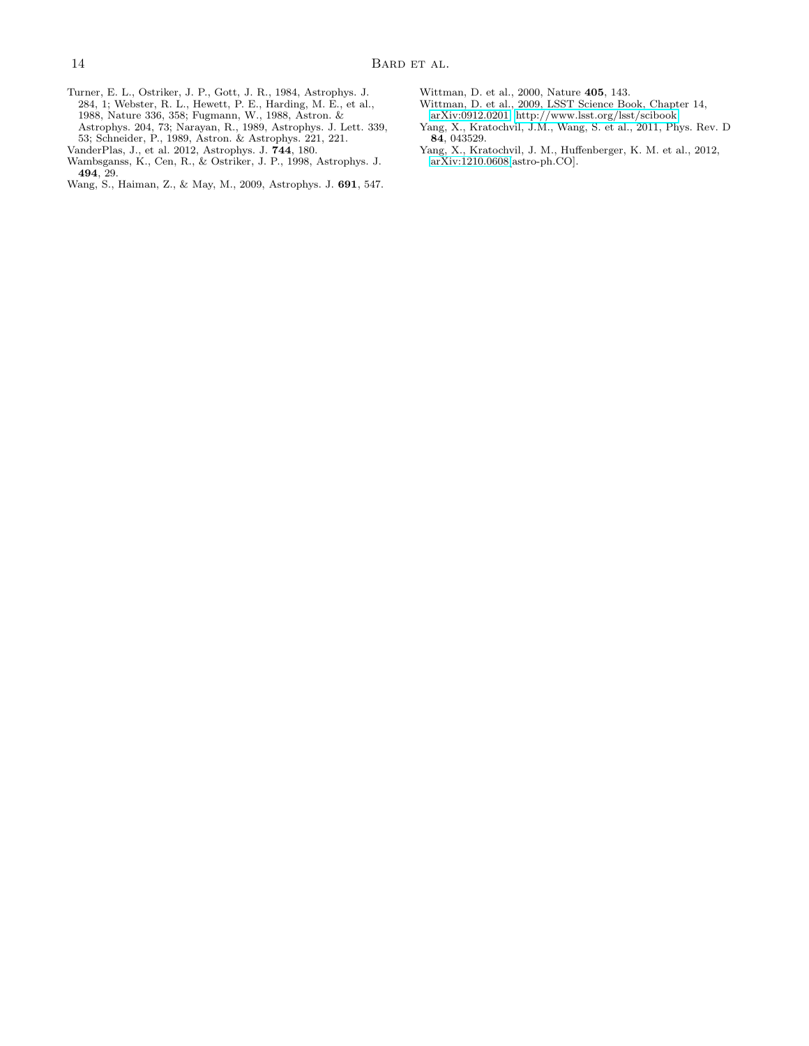Turner, E. L., Ostriker, J. P., Gott, J. R., 1984, Astrophys. J. 284, 1; Webster, R. L., Hewett, P. E., Harding, M. E., et al., 1988, Nature 336, 358; Fugmann, W., 1988, Astron. & Astrophys. 204, 73; Narayan, R., 1989, Astrophys. J. Lett. 339, 53; Schneider, P., 1989, Astron. & Astrophys. 221, 221.

VanderPlas, J., et al. 2012, Astrophys. J. **744**, 180.

Wambsganss, K., Cen, R., & Ostriker, J. P., 1998, Astrophys. J. **494**, 29.

Wang, S., Haiman, Z., & May, M., 2009, Astrophys. J. **691**, 547.

Wittman, D. et al., 2000, Nature **405**, 143.

Wittman, D. et al., 2009, LSST Science Book, Chapter 14, arXiv:0912.0201 http://www.lsst.org/lsst/scibook

Yang, X., Kratochvil, J.M., Wang, S. et al., 2011, Phys. Rev. D **84**, 043529.

Yang, X., Kratochvil, J. M., Huffenberger, K. M. et al., 2012, arXiv:1210.0608[astro-ph.CO].